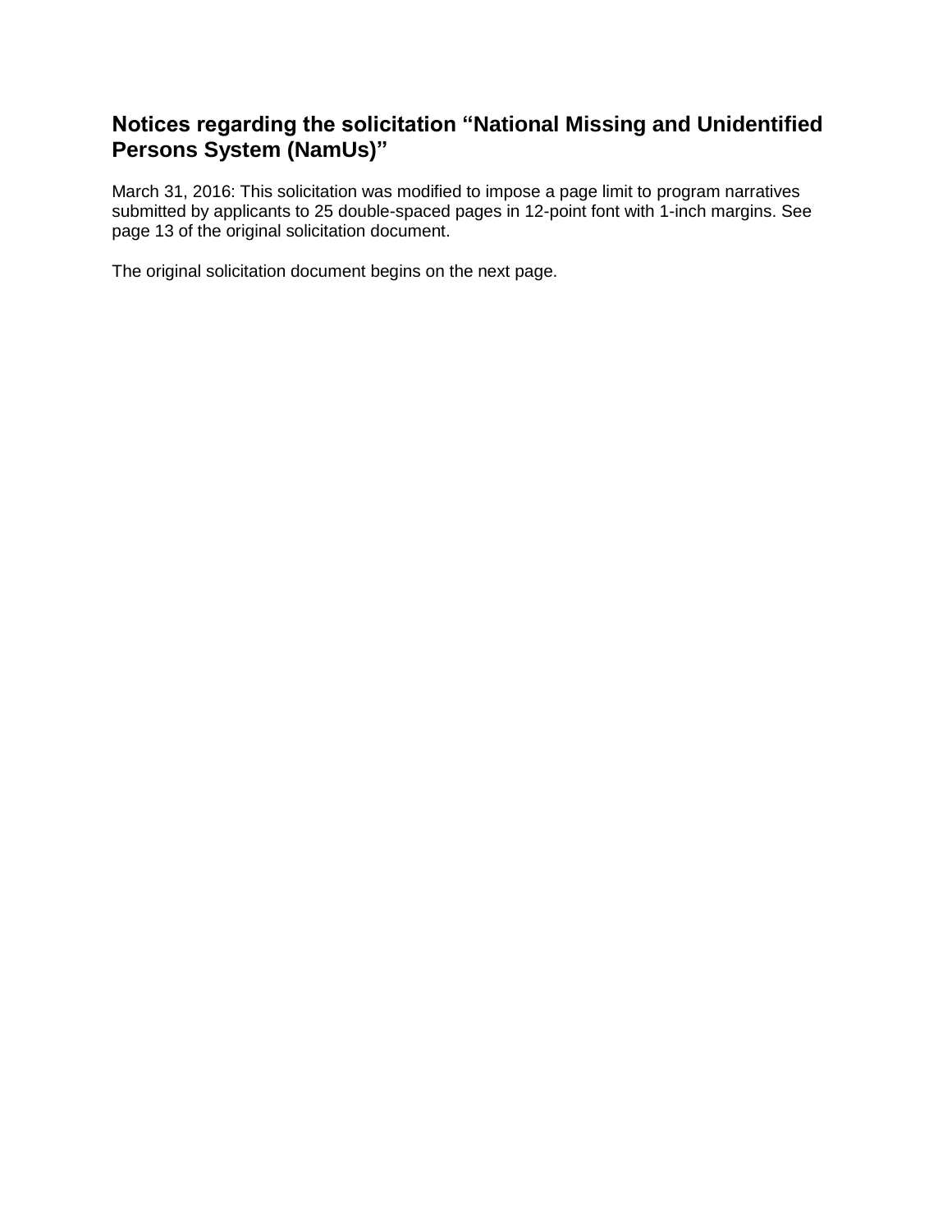# Notices regarding the solicitation "National Missing and Unidentified Persons System (NamUs)"

March 31, 2016: This solicitation was modified to impose a page limit to program narratives submitted by applicants to 25 double-spaced pages in 12-point font with 1-inch margins. See page 13 of the original solicitation document.

The original solicitation document begins on the next page.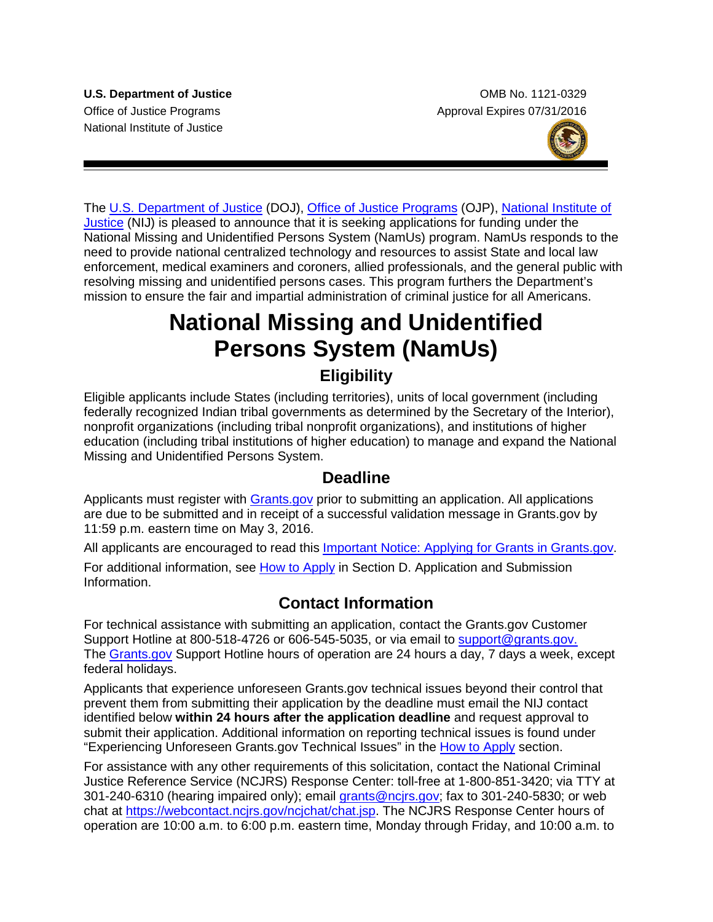**U.S. Department of Justice**
Office of Justice Programs
National Institute of Justice

OMB No. 1121-0329
Approval Expires 07/31/2016

The U.S. Department of Justice (DOJ), Office of Justice Programs (OJP), National Institute of Justice (NIJ) is pleased to announce that it is seeking applications for funding under the National Missing and Unidentified Persons System (NamUs) program. NamUs responds to the need to provide national centralized technology and resources to assist State and local law enforcement, medical examiners and coroners, allied professionals, and the general public with resolving missing and unidentified persons cases. This program furthers the Department's mission to ensure the fair and impartial administration of criminal justice for all Americans.

# National Missing and Unidentified Persons System (NamUs)

## Eligibility

Eligible applicants include States (including territories), units of local government (including federally recognized Indian tribal governments as determined by the Secretary of the Interior), nonprofit organizations (including tribal nonprofit organizations), and institutions of higher education (including tribal institutions of higher education) to manage and expand the National Missing and Unidentified Persons System.

## Deadline

Applicants must register with Grants.gov prior to submitting an application. All applications are due to be submitted and in receipt of a successful validation message in Grants.gov by 11:59 p.m. eastern time on May 3, 2016.

All applicants are encouraged to read this Important Notice: Applying for Grants in Grants.gov.

For additional information, see How to Apply in Section D. Application and Submission Information.

## Contact Information

For technical assistance with submitting an application, contact the Grants.gov Customer Support Hotline at 800-518-4726 or 606-545-5035, or via email to support@grants.gov. The Grants.gov Support Hotline hours of operation are 24 hours a day, 7 days a week, except federal holidays.

Applicants that experience unforeseen Grants.gov technical issues beyond their control that prevent them from submitting their application by the deadline must email the NIJ contact identified below **within 24 hours after the application deadline** and request approval to submit their application. Additional information on reporting technical issues is found under "Experiencing Unforeseen Grants.gov Technical Issues" in the How to Apply section.

For assistance with any other requirements of this solicitation, contact the National Criminal Justice Reference Service (NCJRS) Response Center: toll-free at 1-800-851-3420; via TTY at 301-240-6310 (hearing impaired only); email grants@ncjrs.gov; fax to 301-240-5830; or web chat at https://webcontact.ncjrs.gov/ncjchat/chat.jsp. The NCJRS Response Center hours of operation are 10:00 a.m. to 6:00 p.m. eastern time, Monday through Friday, and 10:00 a.m. to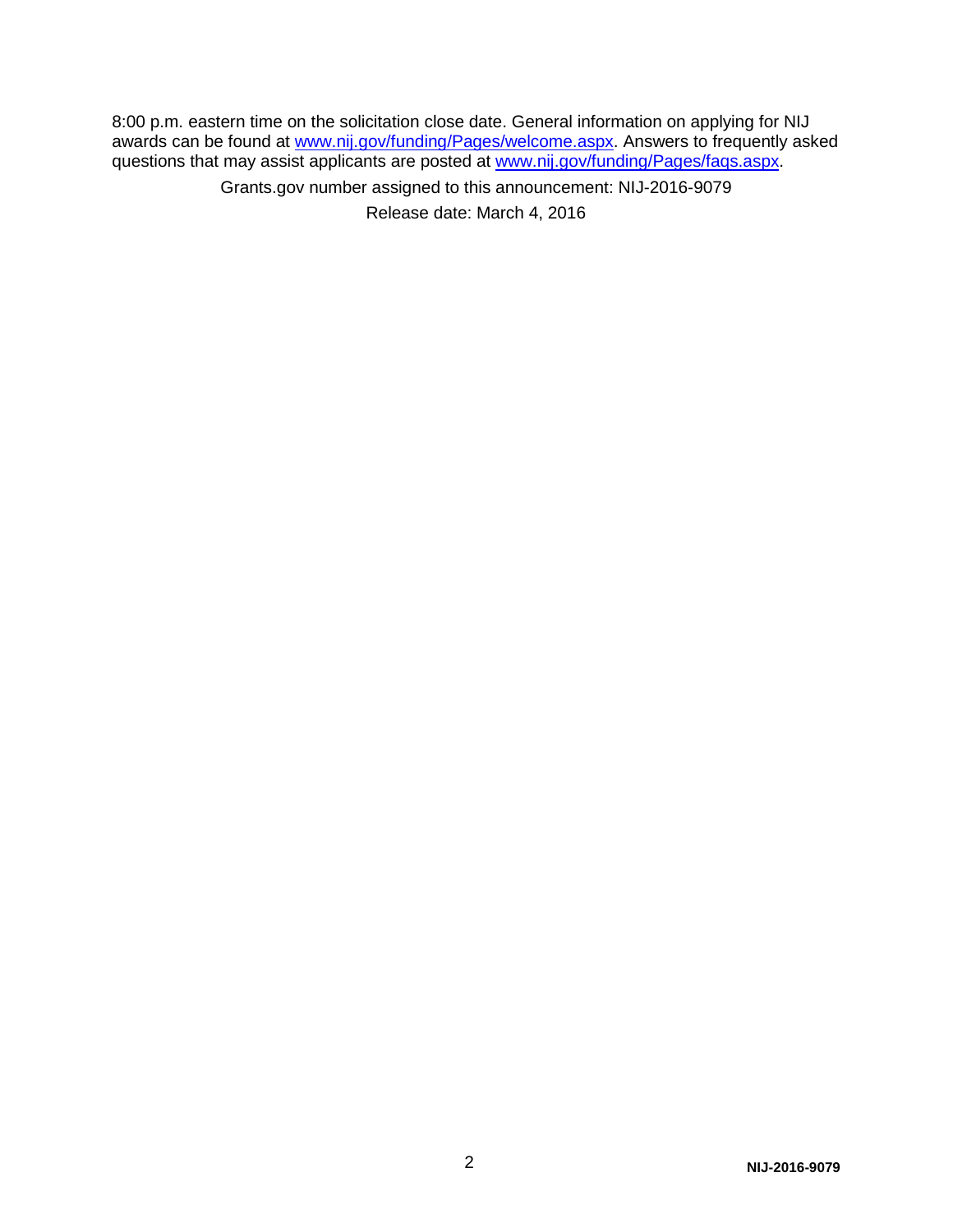8:00 p.m. eastern time on the solicitation close date. General information on applying for NIJ awards can be found at [www.nij.gov/funding/Pages/welcome.aspx](http://www.nij.gov/funding/Pages/welcome.aspx). Answers to frequently asked questions that may assist applicants are posted at [www.nij.gov/funding/Pages/faqs.aspx](http://www.nij.gov/funding/Pages/faqs.aspx).

Grants.gov number assigned to this announcement: NIJ-2016-9079

Release date: March 4, 2016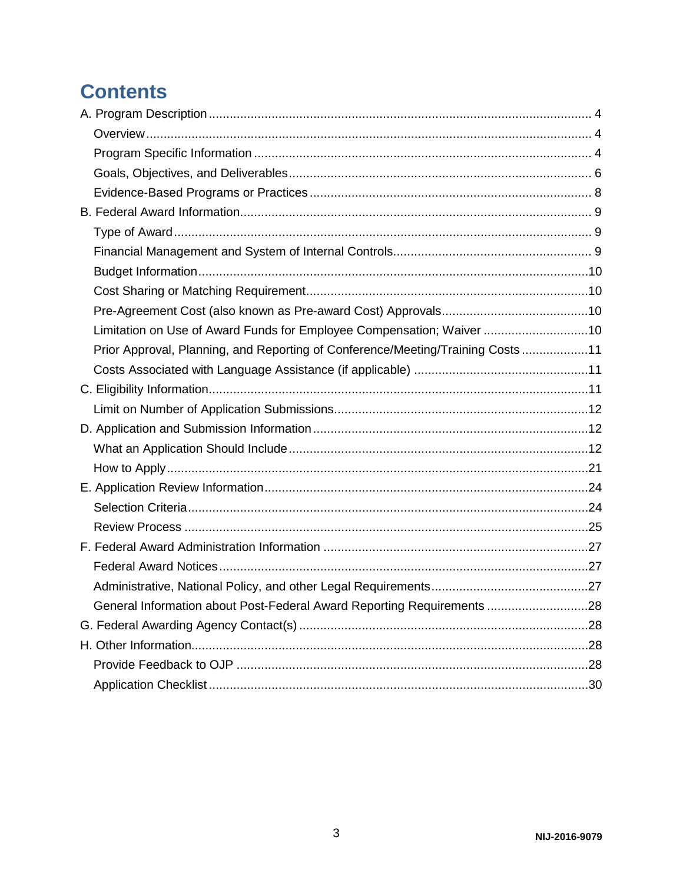# Contents

- A. Program Description ........ 4
  - Overview ........ 4
  - Program Specific Information ........ 4
  - Goals, Objectives, and Deliverables ........ 6
  - Evidence-Based Programs or Practices ........ 8
- B. Federal Award Information ........ 9
  - Type of Award ........ 9
  - Financial Management and System of Internal Controls ........ 9
  - Budget Information ........ 10
  - Cost Sharing or Matching Requirement ........ 10
  - Pre-Agreement Cost (also known as Pre-award Cost) Approvals ........ 10
  - Limitation on Use of Award Funds for Employee Compensation; Waiver ........ 10
  - Prior Approval, Planning, and Reporting of Conference/Meeting/Training Costs ........ 11
  - Costs Associated with Language Assistance (if applicable) ........ 11
- C. Eligibility Information ........ 11
  - Limit on Number of Application Submissions ........ 12
- D. Application and Submission Information ........ 12
  - What an Application Should Include ........ 12
  - How to Apply ........ 21
- E. Application Review Information ........ 24
  - Selection Criteria ........ 24
  - Review Process ........ 25
- F. Federal Award Administration Information ........ 27
  - Federal Award Notices ........ 27
  - Administrative, National Policy, and other Legal Requirements ........ 27
  - General Information about Post-Federal Award Reporting Requirements ........ 28
- G. Federal Awarding Agency Contact(s) ........ 28
- H. Other Information ........ 28
  - Provide Feedback to OJP ........ 28
  - Application Checklist ........ 30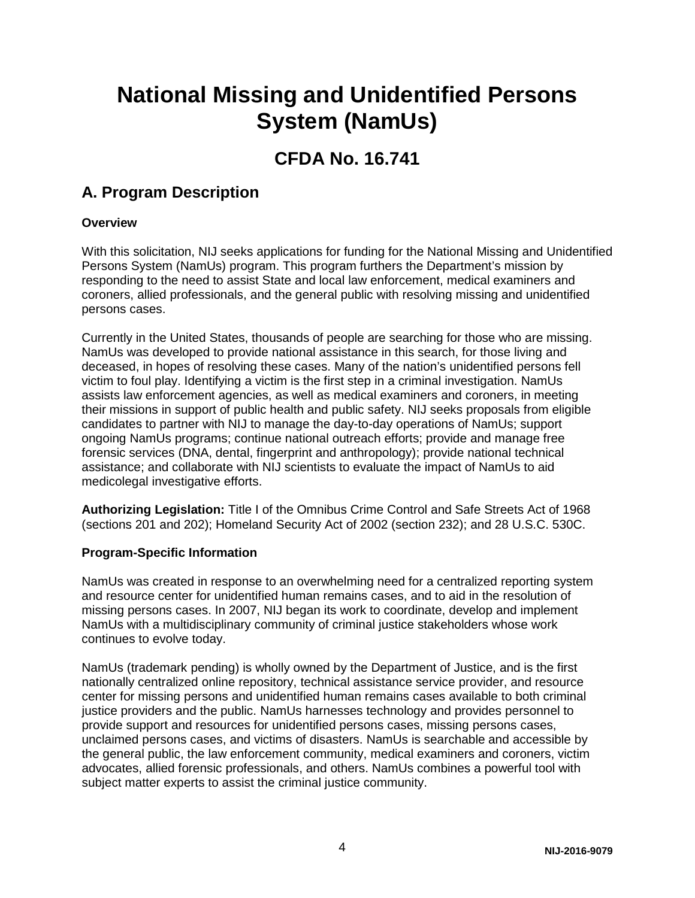# National Missing and Unidentified Persons System (NamUs)

## CFDA No. 16.741

## A. Program Description

**Overview**

With this solicitation, NIJ seeks applications for funding for the National Missing and Unidentified Persons System (NamUs) program. This program furthers the Department's mission by responding to the need to assist State and local law enforcement, medical examiners and coroners, allied professionals, and the general public with resolving missing and unidentified persons cases.

Currently in the United States, thousands of people are searching for those who are missing. NamUs was developed to provide national assistance in this search, for those living and deceased, in hopes of resolving these cases. Many of the nation's unidentified persons fell victim to foul play. Identifying a victim is the first step in a criminal investigation. NamUs assists law enforcement agencies, as well as medical examiners and coroners, in meeting their missions in support of public health and public safety. NIJ seeks proposals from eligible candidates to partner with NIJ to manage the day-to-day operations of NamUs; support ongoing NamUs programs; continue national outreach efforts; provide and manage free forensic services (DNA, dental, fingerprint and anthropology); provide national technical assistance; and collaborate with NIJ scientists to evaluate the impact of NamUs to aid medicolegal investigative efforts.

**Authorizing Legislation:** Title I of the Omnibus Crime Control and Safe Streets Act of 1968 (sections 201 and 202); Homeland Security Act of 2002 (section 232); and 28 U.S.C. 530C.

**Program-Specific Information**

NamUs was created in response to an overwhelming need for a centralized reporting system and resource center for unidentified human remains cases, and to aid in the resolution of missing persons cases. In 2007, NIJ began its work to coordinate, develop and implement NamUs with a multidisciplinary community of criminal justice stakeholders whose work continues to evolve today.

NamUs (trademark pending) is wholly owned by the Department of Justice, and is the first nationally centralized online repository, technical assistance service provider, and resource center for missing persons and unidentified human remains cases available to both criminal justice providers and the public. NamUs harnesses technology and provides personnel to provide support and resources for unidentified persons cases, missing persons cases, unclaimed persons cases, and victims of disasters. NamUs is searchable and accessible by the general public, the law enforcement community, medical examiners and coroners, victim advocates, allied forensic professionals, and others. NamUs combines a powerful tool with subject matter experts to assist the criminal justice community.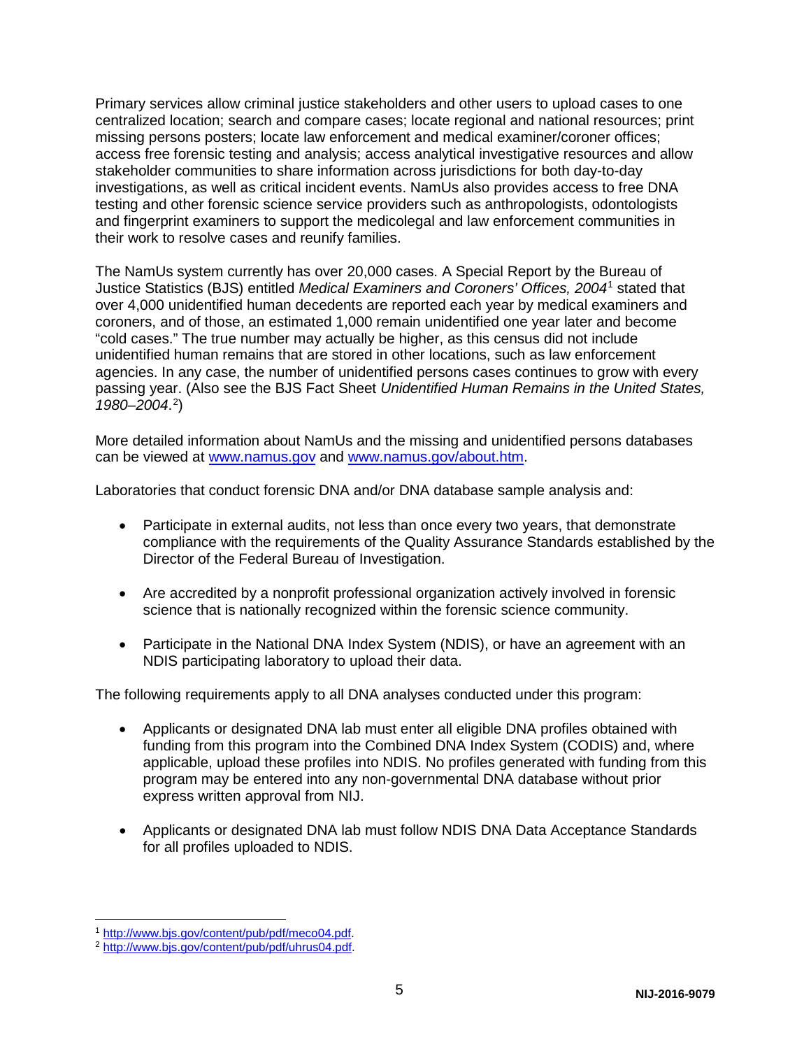Primary services allow criminal justice stakeholders and other users to upload cases to one centralized location; search and compare cases; locate regional and national resources; print missing persons posters; locate law enforcement and medical examiner/coroner offices; access free forensic testing and analysis; access analytical investigative resources and allow stakeholder communities to share information across jurisdictions for both day-to-day investigations, as well as critical incident events. NamUs also provides access to free DNA testing and other forensic science service providers such as anthropologists, odontologists and fingerprint examiners to support the medicolegal and law enforcement communities in their work to resolve cases and reunify families.

The NamUs system currently has over 20,000 cases. A Special Report by the Bureau of Justice Statistics (BJS) entitled *Medical Examiners and Coroners' Offices, 2004*[1] stated that over 4,000 unidentified human decedents are reported each year by medical examiners and coroners, and of those, an estimated 1,000 remain unidentified one year later and become "cold cases." The true number may actually be higher, as this census did not include unidentified human remains that are stored in other locations, such as law enforcement agencies. In any case, the number of unidentified persons cases continues to grow with every passing year. (Also see the BJS Fact Sheet *Unidentified Human Remains in the United States, 1980–2004*.[2])

More detailed information about NamUs and the missing and unidentified persons databases can be viewed at [www.namus.gov](http://www.namus.gov) and [www.namus.gov/about.htm](http://www.namus.gov/about.htm).

Laboratories that conduct forensic DNA and/or DNA database sample analysis and:

- Participate in external audits, not less than once every two years, that demonstrate compliance with the requirements of the Quality Assurance Standards established by the Director of the Federal Bureau of Investigation.

- Are accredited by a nonprofit professional organization actively involved in forensic science that is nationally recognized within the forensic science community.

- Participate in the National DNA Index System (NDIS), or have an agreement with an NDIS participating laboratory to upload their data.

The following requirements apply to all DNA analyses conducted under this program:

- Applicants or designated DNA lab must enter all eligible DNA profiles obtained with funding from this program into the Combined DNA Index System (CODIS) and, where applicable, upload these profiles into NDIS. No profiles generated with funding from this program may be entered into any non-governmental DNA database without prior express written approval from NIJ.

- Applicants or designated DNA lab must follow NDIS DNA Data Acceptance Standards for all profiles uploaded to NDIS.

[1] http://www.bjs.gov/content/pub/pdf/meco04.pdf.

[2] http://www.bjs.gov/content/pub/pdf/uhrus04.pdf.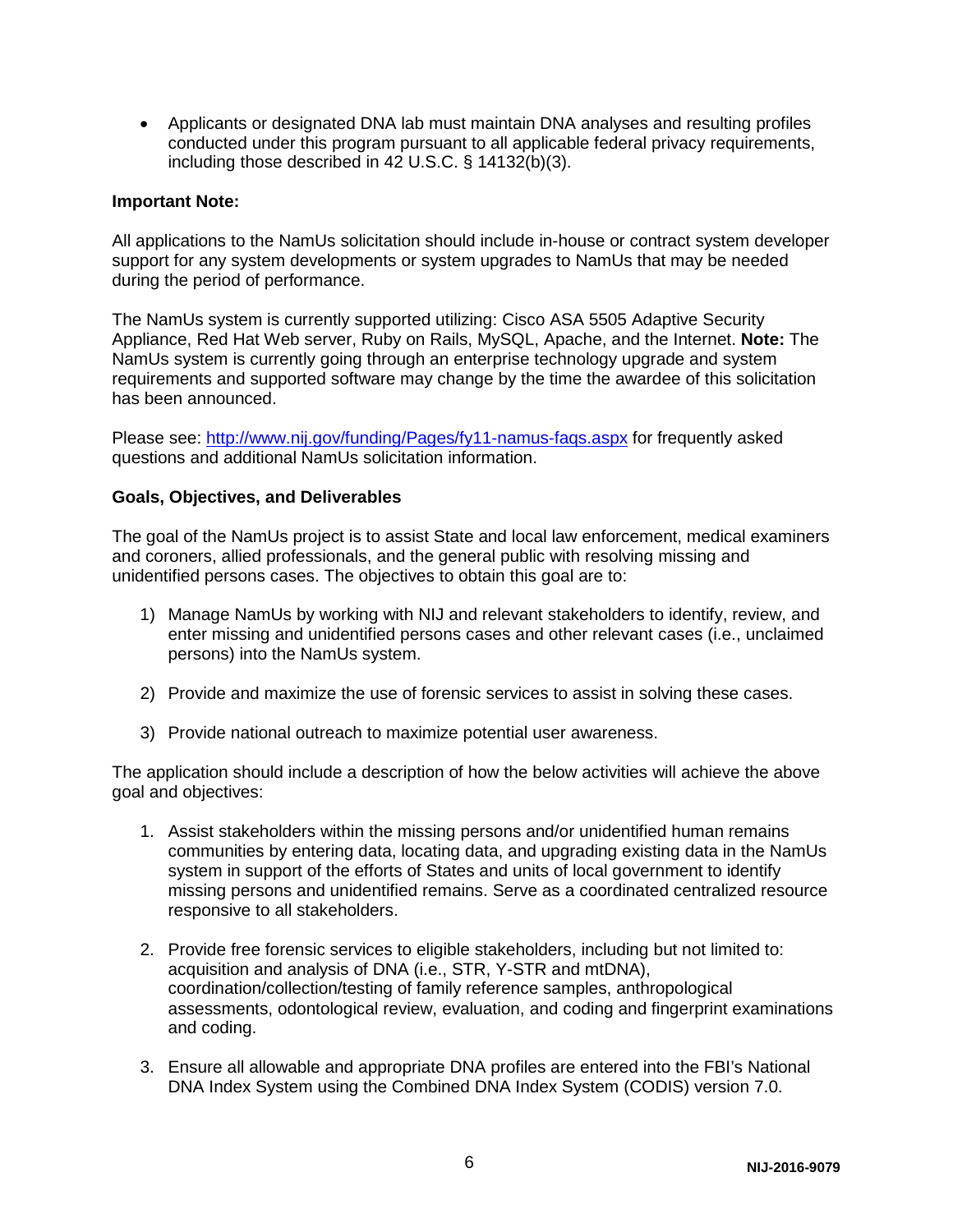- Applicants or designated DNA lab must maintain DNA analyses and resulting profiles conducted under this program pursuant to all applicable federal privacy requirements, including those described in 42 U.S.C. § 14132(b)(3).

**Important Note:**

All applications to the NamUs solicitation should include in-house or contract system developer support for any system developments or system upgrades to NamUs that may be needed during the period of performance.

The NamUs system is currently supported utilizing: Cisco ASA 5505 Adaptive Security Appliance, Red Hat Web server, Ruby on Rails, MySQL, Apache, and the Internet. **Note:** The NamUs system is currently going through an enterprise technology upgrade and system requirements and supported software may change by the time the awardee of this solicitation has been announced.

Please see: http://www.nij.gov/funding/Pages/fy11-namus-faqs.aspx for frequently asked questions and additional NamUs solicitation information.

**Goals, Objectives, and Deliverables**

The goal of the NamUs project is to assist State and local law enforcement, medical examiners and coroners, allied professionals, and the general public with resolving missing and unidentified persons cases. The objectives to obtain this goal are to:

1) Manage NamUs by working with NIJ and relevant stakeholders to identify, review, and enter missing and unidentified persons cases and other relevant cases (i.e., unclaimed persons) into the NamUs system.

2) Provide and maximize the use of forensic services to assist in solving these cases.

3) Provide national outreach to maximize potential user awareness.

The application should include a description of how the below activities will achieve the above goal and objectives:

1. Assist stakeholders within the missing persons and/or unidentified human remains communities by entering data, locating data, and upgrading existing data in the NamUs system in support of the efforts of States and units of local government to identify missing persons and unidentified remains. Serve as a coordinated centralized resource responsive to all stakeholders.

2. Provide free forensic services to eligible stakeholders, including but not limited to: acquisition and analysis of DNA (i.e., STR, Y-STR and mtDNA), coordination/collection/testing of family reference samples, anthropological assessments, odontological review, evaluation, and coding and fingerprint examinations and coding.

3. Ensure all allowable and appropriate DNA profiles are entered into the FBI's National DNA Index System using the Combined DNA Index System (CODIS) version 7.0.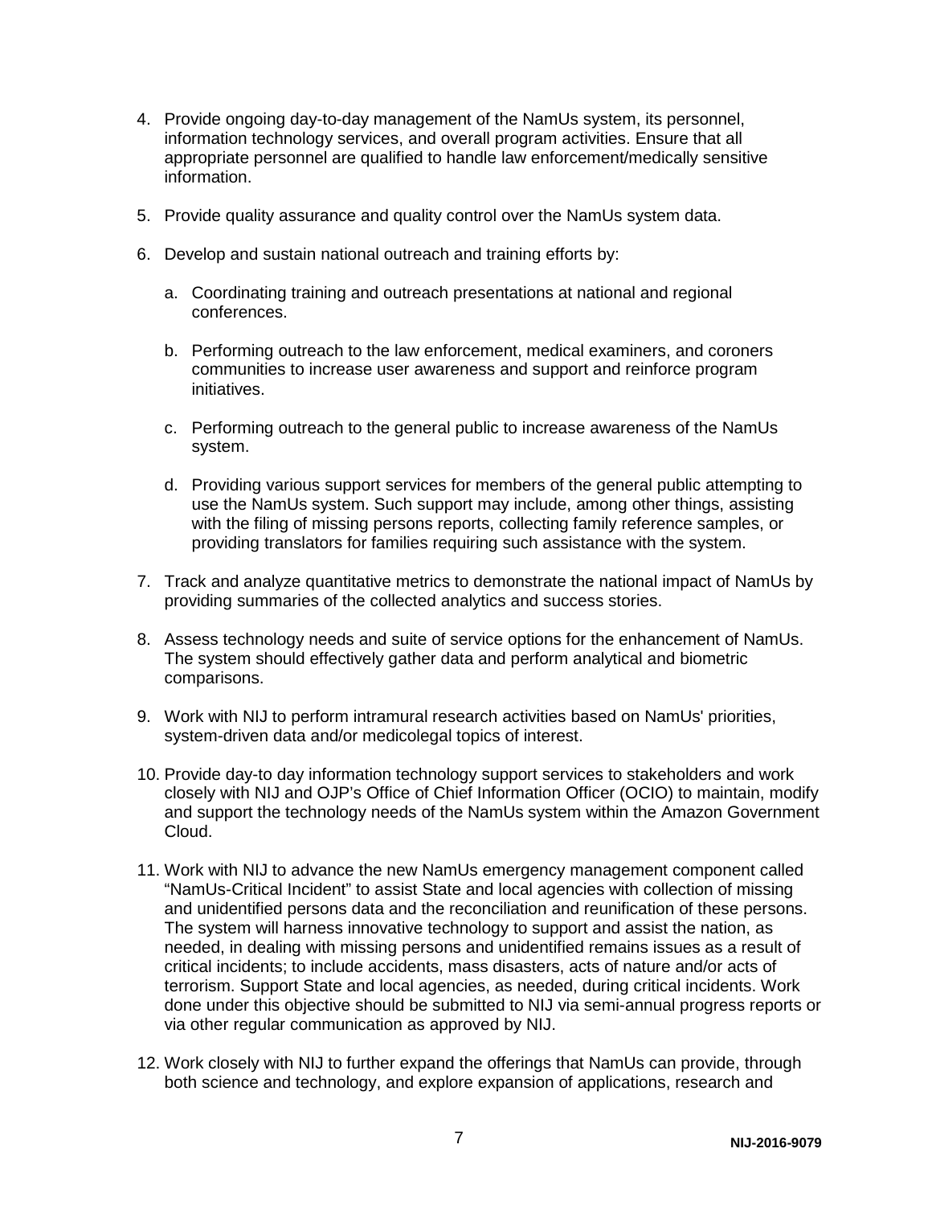4. Provide ongoing day-to-day management of the NamUs system, its personnel, information technology services, and overall program activities. Ensure that all appropriate personnel are qualified to handle law enforcement/medically sensitive information.

5. Provide quality assurance and quality control over the NamUs system data.

6. Develop and sustain national outreach and training efforts by:

   a. Coordinating training and outreach presentations at national and regional conferences.

   b. Performing outreach to the law enforcement, medical examiners, and coroners communities to increase user awareness and support and reinforce program initiatives.

   c. Performing outreach to the general public to increase awareness of the NamUs system.

   d. Providing various support services for members of the general public attempting to use the NamUs system. Such support may include, among other things, assisting with the filing of missing persons reports, collecting family reference samples, or providing translators for families requiring such assistance with the system.

7. Track and analyze quantitative metrics to demonstrate the national impact of NamUs by providing summaries of the collected analytics and success stories.

8. Assess technology needs and suite of service options for the enhancement of NamUs. The system should effectively gather data and perform analytical and biometric comparisons.

9. Work with NIJ to perform intramural research activities based on NamUs' priorities, system-driven data and/or medicolegal topics of interest.

10. Provide day-to day information technology support services to stakeholders and work closely with NIJ and OJP's Office of Chief Information Officer (OCIO) to maintain, modify and support the technology needs of the NamUs system within the Amazon Government Cloud.

11. Work with NIJ to advance the new NamUs emergency management component called "NamUs-Critical Incident" to assist State and local agencies with collection of missing and unidentified persons data and the reconciliation and reunification of these persons. The system will harness innovative technology to support and assist the nation, as needed, in dealing with missing persons and unidentified remains issues as a result of critical incidents; to include accidents, mass disasters, acts of nature and/or acts of terrorism. Support State and local agencies, as needed, during critical incidents. Work done under this objective should be submitted to NIJ via semi-annual progress reports or via other regular communication as approved by NIJ.

12. Work closely with NIJ to further expand the offerings that NamUs can provide, through both science and technology, and explore expansion of applications, research and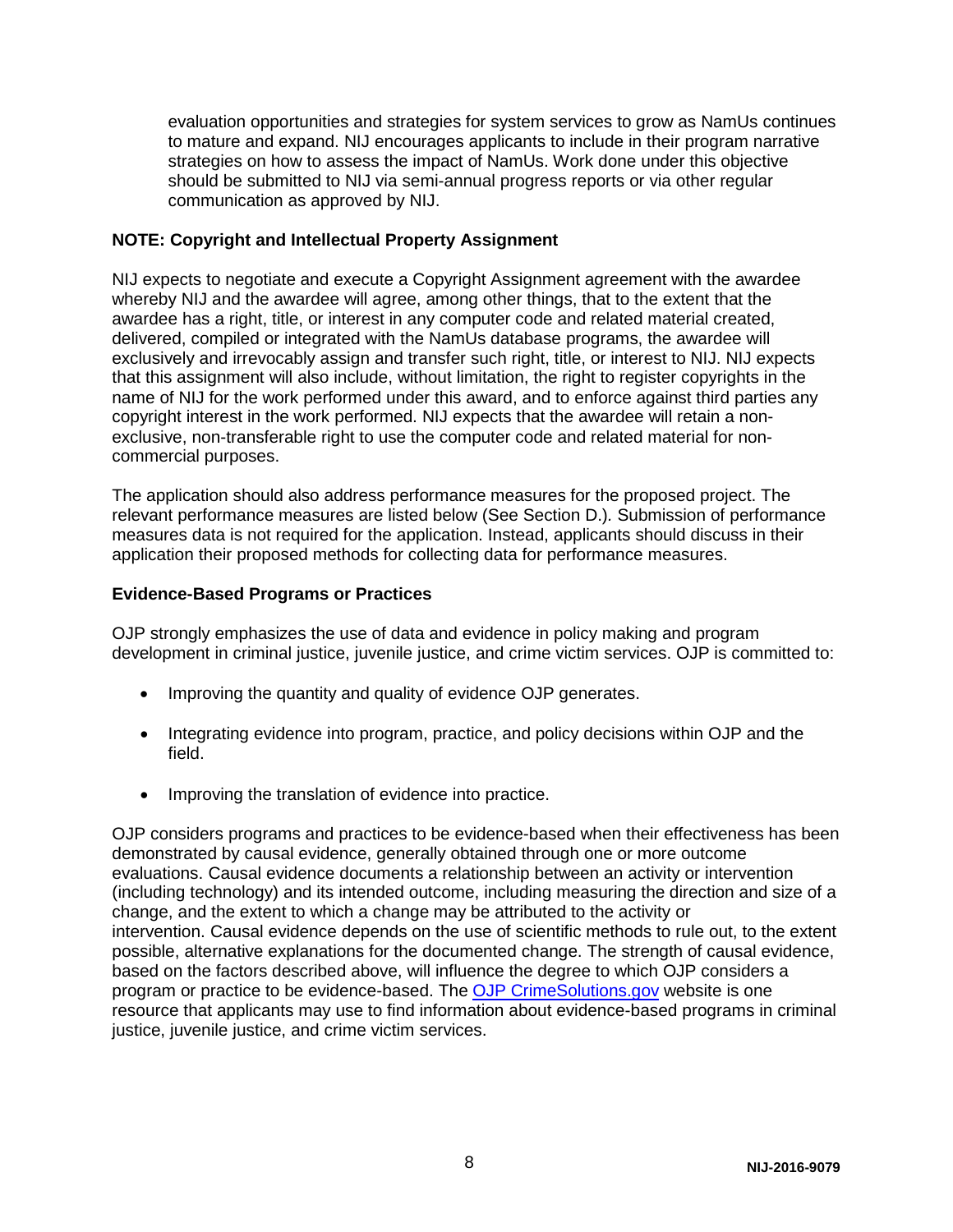evaluation opportunities and strategies for system services to grow as NamUs continues to mature and expand. NIJ encourages applicants to include in their program narrative strategies on how to assess the impact of NamUs. Work done under this objective should be submitted to NIJ via semi-annual progress reports or via other regular communication as approved by NIJ.

**NOTE: Copyright and Intellectual Property Assignment**

NIJ expects to negotiate and execute a Copyright Assignment agreement with the awardee whereby NIJ and the awardee will agree, among other things, that to the extent that the awardee has a right, title, or interest in any computer code and related material created, delivered, compiled or integrated with the NamUs database programs, the awardee will exclusively and irrevocably assign and transfer such right, title, or interest to NIJ. NIJ expects that this assignment will also include, without limitation, the right to register copyrights in the name of NIJ for the work performed under this award, and to enforce against third parties any copyright interest in the work performed. NIJ expects that the awardee will retain a non-exclusive, non-transferable right to use the computer code and related material for non-commercial purposes.

The application should also address performance measures for the proposed project. The relevant performance measures are listed below (See Section D.). Submission of performance measures data is not required for the application. Instead, applicants should discuss in their application their proposed methods for collecting data for performance measures.

**Evidence-Based Programs or Practices**

OJP strongly emphasizes the use of data and evidence in policy making and program development in criminal justice, juvenile justice, and crime victim services. OJP is committed to:

- Improving the quantity and quality of evidence OJP generates.
- Integrating evidence into program, practice, and policy decisions within OJP and the field.
- Improving the translation of evidence into practice.

OJP considers programs and practices to be evidence-based when their effectiveness has been demonstrated by causal evidence, generally obtained through one or more outcome evaluations. Causal evidence documents a relationship between an activity or intervention (including technology) and its intended outcome, including measuring the direction and size of a change, and the extent to which a change may be attributed to the activity or intervention. Causal evidence depends on the use of scientific methods to rule out, to the extent possible, alternative explanations for the documented change. The strength of causal evidence, based on the factors described above, will influence the degree to which OJP considers a program or practice to be evidence-based. The OJP CrimeSolutions.gov website is one resource that applicants may use to find information about evidence-based programs in criminal justice, juvenile justice, and crime victim services.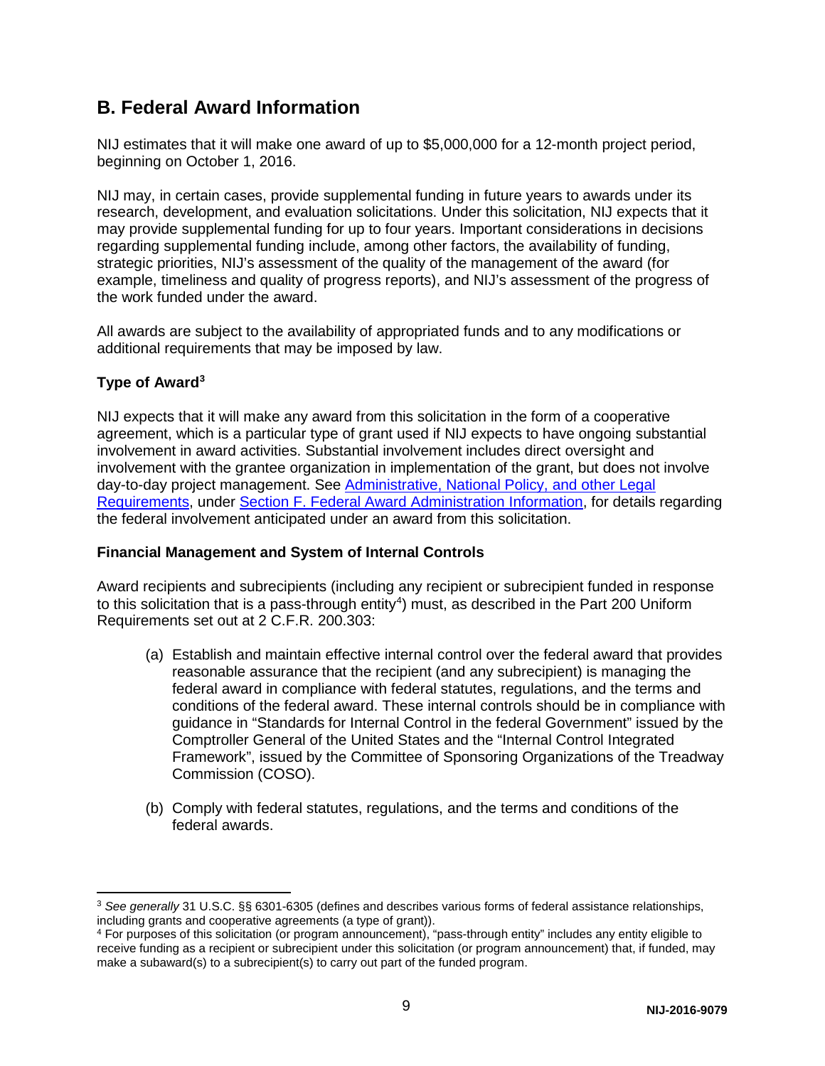## B. Federal Award Information

NIJ estimates that it will make one award of up to $5,000,000 for a 12-month project period, beginning on October 1, 2016.

NIJ may, in certain cases, provide supplemental funding in future years to awards under its research, development, and evaluation solicitations. Under this solicitation, NIJ expects that it may provide supplemental funding for up to four years. Important considerations in decisions regarding supplemental funding include, among other factors, the availability of funding, strategic priorities, NIJ's assessment of the quality of the management of the award (for example, timeliness and quality of progress reports), and NIJ's assessment of the progress of the work funded under the award.

All awards are subject to the availability of appropriated funds and to any modifications or additional requirements that may be imposed by law.

### Type of Award[3]

NIJ expects that it will make any award from this solicitation in the form of a cooperative agreement, which is a particular type of grant used if NIJ expects to have ongoing substantial involvement in award activities. Substantial involvement includes direct oversight and involvement with the grantee organization in implementation of the grant, but does not involve day-to-day project management. See Administrative, National Policy, and other Legal Requirements, under Section F. Federal Award Administration Information, for details regarding the federal involvement anticipated under an award from this solicitation.

### Financial Management and System of Internal Controls

Award recipients and subrecipients (including any recipient or subrecipient funded in response to this solicitation that is a pass-through entity[4]) must, as described in the Part 200 Uniform Requirements set out at 2 C.F.R. 200.303:

(a) Establish and maintain effective internal control over the federal award that provides reasonable assurance that the recipient (and any subrecipient) is managing the federal award in compliance with federal statutes, regulations, and the terms and conditions of the federal award. These internal controls should be in compliance with guidance in "Standards for Internal Control in the federal Government" issued by the Comptroller General of the United States and the "Internal Control Integrated Framework", issued by the Committee of Sponsoring Organizations of the Treadway Commission (COSO).

(b) Comply with federal statutes, regulations, and the terms and conditions of the federal awards.

---

[3] *See generally* 31 U.S.C. §§ 6301-6305 (defines and describes various forms of federal assistance relationships, including grants and cooperative agreements (a type of grant)).

[4] For purposes of this solicitation (or program announcement), "pass-through entity" includes any entity eligible to receive funding as a recipient or subrecipient under this solicitation (or program announcement) that, if funded, may make a subaward(s) to a subrecipient(s) to carry out part of the funded program.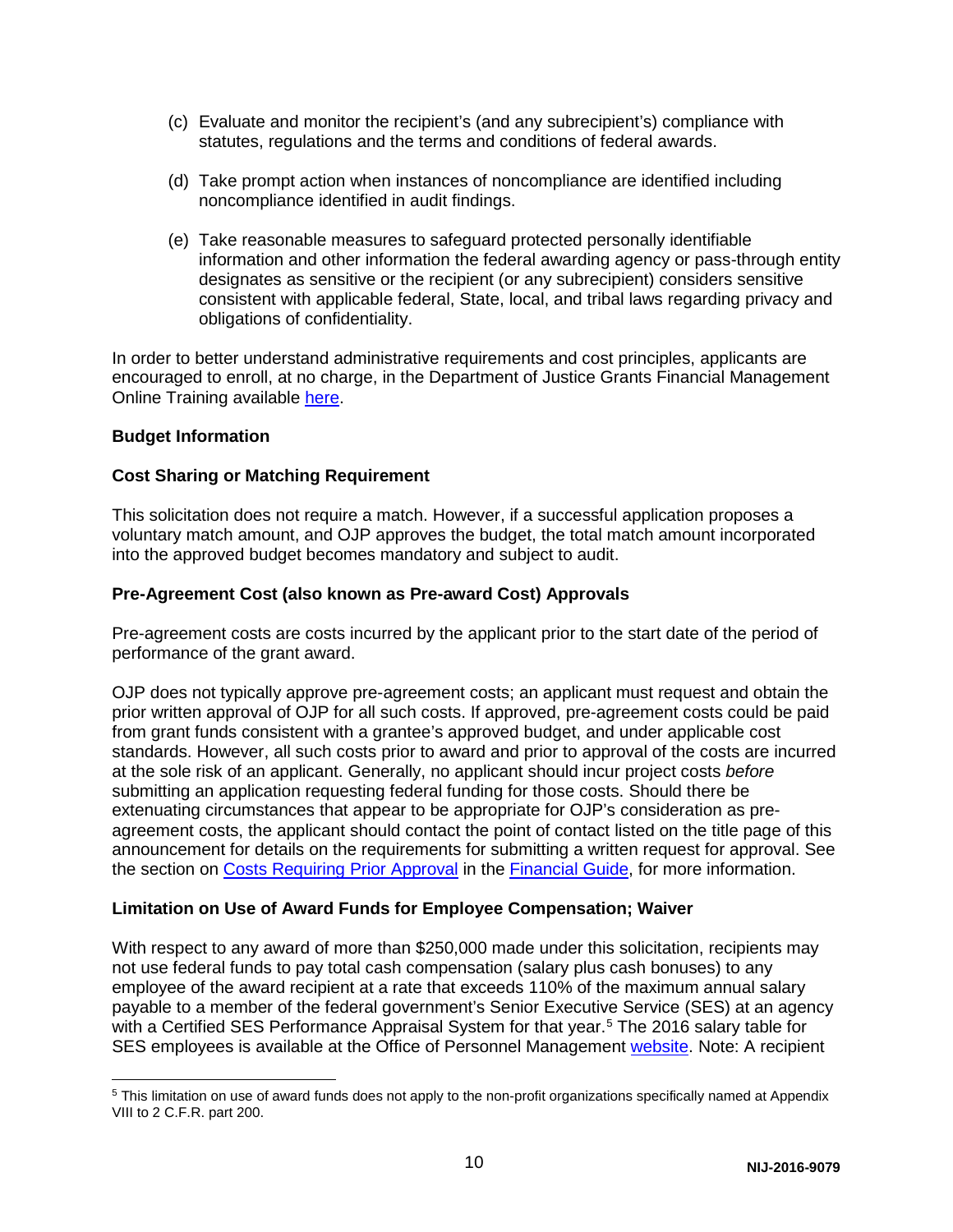(c) Evaluate and monitor the recipient's (and any subrecipient's) compliance with statutes, regulations and the terms and conditions of federal awards.

(d) Take prompt action when instances of noncompliance are identified including noncompliance identified in audit findings.

(e) Take reasonable measures to safeguard protected personally identifiable information and other information the federal awarding agency or pass-through entity designates as sensitive or the recipient (or any subrecipient) considers sensitive consistent with applicable federal, State, local, and tribal laws regarding privacy and obligations of confidentiality.

In order to better understand administrative requirements and cost principles, applicants are encouraged to enroll, at no charge, in the Department of Justice Grants Financial Management Online Training available here.

**Budget Information**

**Cost Sharing or Matching Requirement**

This solicitation does not require a match. However, if a successful application proposes a voluntary match amount, and OJP approves the budget, the total match amount incorporated into the approved budget becomes mandatory and subject to audit.

**Pre-Agreement Cost (also known as Pre-award Cost) Approvals**

Pre-agreement costs are costs incurred by the applicant prior to the start date of the period of performance of the grant award.

OJP does not typically approve pre-agreement costs; an applicant must request and obtain the prior written approval of OJP for all such costs. If approved, pre-agreement costs could be paid from grant funds consistent with a grantee's approved budget, and under applicable cost standards. However, all such costs prior to award and prior to approval of the costs are incurred at the sole risk of an applicant. Generally, no applicant should incur project costs *before* submitting an application requesting federal funding for those costs. Should there be extenuating circumstances that appear to be appropriate for OJP's consideration as pre-agreement costs, the applicant should contact the point of contact listed on the title page of this announcement for details on the requirements for submitting a written request for approval. See the section on Costs Requiring Prior Approval in the Financial Guide, for more information.

**Limitation on Use of Award Funds for Employee Compensation; Waiver**

With respect to any award of more than $250,000 made under this solicitation, recipients may not use federal funds to pay total cash compensation (salary plus cash bonuses) to any employee of the award recipient at a rate that exceeds 110% of the maximum annual salary payable to a member of the federal government's Senior Executive Service (SES) at an agency with a Certified SES Performance Appraisal System for that year.[5] The 2016 salary table for SES employees is available at the Office of Personnel Management website. Note: A recipient

[5] This limitation on use of award funds does not apply to the non-profit organizations specifically named at Appendix VIII to 2 C.F.R. part 200.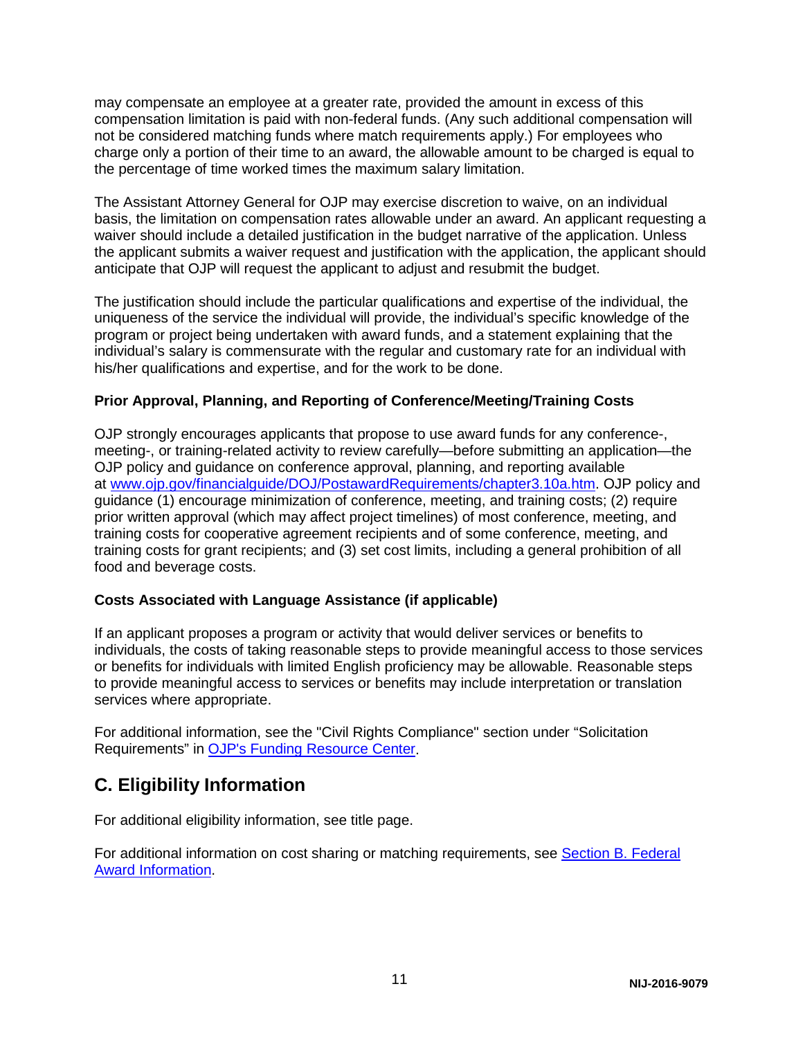may compensate an employee at a greater rate, provided the amount in excess of this compensation limitation is paid with non-federal funds. (Any such additional compensation will not be considered matching funds where match requirements apply.) For employees who charge only a portion of their time to an award, the allowable amount to be charged is equal to the percentage of time worked times the maximum salary limitation.

The Assistant Attorney General for OJP may exercise discretion to waive, on an individual basis, the limitation on compensation rates allowable under an award. An applicant requesting a waiver should include a detailed justification in the budget narrative of the application. Unless the applicant submits a waiver request and justification with the application, the applicant should anticipate that OJP will request the applicant to adjust and resubmit the budget.

The justification should include the particular qualifications and expertise of the individual, the uniqueness of the service the individual will provide, the individual's specific knowledge of the program or project being undertaken with award funds, and a statement explaining that the individual's salary is commensurate with the regular and customary rate for an individual with his/her qualifications and expertise, and for the work to be done.

**Prior Approval, Planning, and Reporting of Conference/Meeting/Training Costs**

OJP strongly encourages applicants that propose to use award funds for any conference-, meeting-, or training-related activity to review carefully—before submitting an application—the OJP policy and guidance on conference approval, planning, and reporting available at [www.ojp.gov/financialguide/DOJ/PostawardRequirements/chapter3.10a.htm](www.ojp.gov/financialguide/DOJ/PostawardRequirements/chapter3.10a.htm). OJP policy and guidance (1) encourage minimization of conference, meeting, and training costs; (2) require prior written approval (which may affect project timelines) of most conference, meeting, and training costs for cooperative agreement recipients and of some conference, meeting, and training costs for grant recipients; and (3) set cost limits, including a general prohibition of all food and beverage costs.

**Costs Associated with Language Assistance (if applicable)**

If an applicant proposes a program or activity that would deliver services or benefits to individuals, the costs of taking reasonable steps to provide meaningful access to those services or benefits for individuals with limited English proficiency may be allowable. Reasonable steps to provide meaningful access to services or benefits may include interpretation or translation services where appropriate.

For additional information, see the "Civil Rights Compliance" section under "Solicitation Requirements" in OJP's Funding Resource Center.

## C. Eligibility Information

For additional eligibility information, see title page.

For additional information on cost sharing or matching requirements, see Section B. Federal Award Information.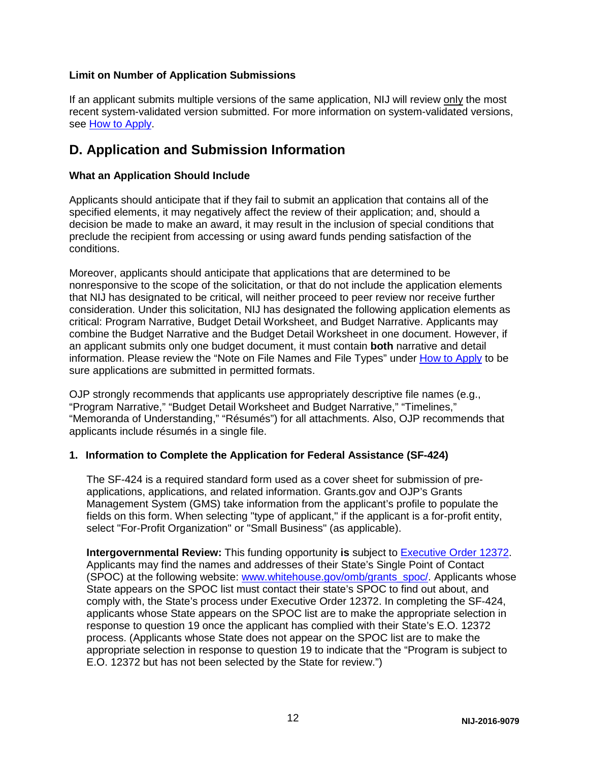### Limit on Number of Application Submissions

If an applicant submits multiple versions of the same application, NIJ will review only the most recent system-validated version submitted. For more information on system-validated versions, see How to Apply.

## D. Application and Submission Information

### What an Application Should Include

Applicants should anticipate that if they fail to submit an application that contains all of the specified elements, it may negatively affect the review of their application; and, should a decision be made to make an award, it may result in the inclusion of special conditions that preclude the recipient from accessing or using award funds pending satisfaction of the conditions.

Moreover, applicants should anticipate that applications that are determined to be nonresponsive to the scope of the solicitation, or that do not include the application elements that NIJ has designated to be critical, will neither proceed to peer review nor receive further consideration. Under this solicitation, NIJ has designated the following application elements as critical: Program Narrative, Budget Detail Worksheet, and Budget Narrative. Applicants may combine the Budget Narrative and the Budget Detail Worksheet in one document. However, if an applicant submits only one budget document, it must contain **both** narrative and detail information. Please review the "Note on File Names and File Types" under How to Apply to be sure applications are submitted in permitted formats.

OJP strongly recommends that applicants use appropriately descriptive file names (e.g., "Program Narrative," "Budget Detail Worksheet and Budget Narrative," "Timelines," "Memoranda of Understanding," "Résumés") for all attachments. Also, OJP recommends that applicants include résumés in a single file.

### 1. Information to Complete the Application for Federal Assistance (SF-424)

The SF-424 is a required standard form used as a cover sheet for submission of pre-applications, applications, and related information. Grants.gov and OJP's Grants Management System (GMS) take information from the applicant's profile to populate the fields on this form. When selecting "type of applicant," if the applicant is a for-profit entity, select "For-Profit Organization" or "Small Business" (as applicable).

**Intergovernmental Review:** This funding opportunity **is** subject to Executive Order 12372. Applicants may find the names and addresses of their State's Single Point of Contact (SPOC) at the following website: www.whitehouse.gov/omb/grants_spoc/. Applicants whose State appears on the SPOC list must contact their state's SPOC to find out about, and comply with, the State's process under Executive Order 12372. In completing the SF-424, applicants whose State appears on the SPOC list are to make the appropriate selection in response to question 19 once the applicant has complied with their State's E.O. 12372 process. (Applicants whose State does not appear on the SPOC list are to make the appropriate selection in response to question 19 to indicate that the "Program is subject to E.O. 12372 but has not been selected by the State for review.")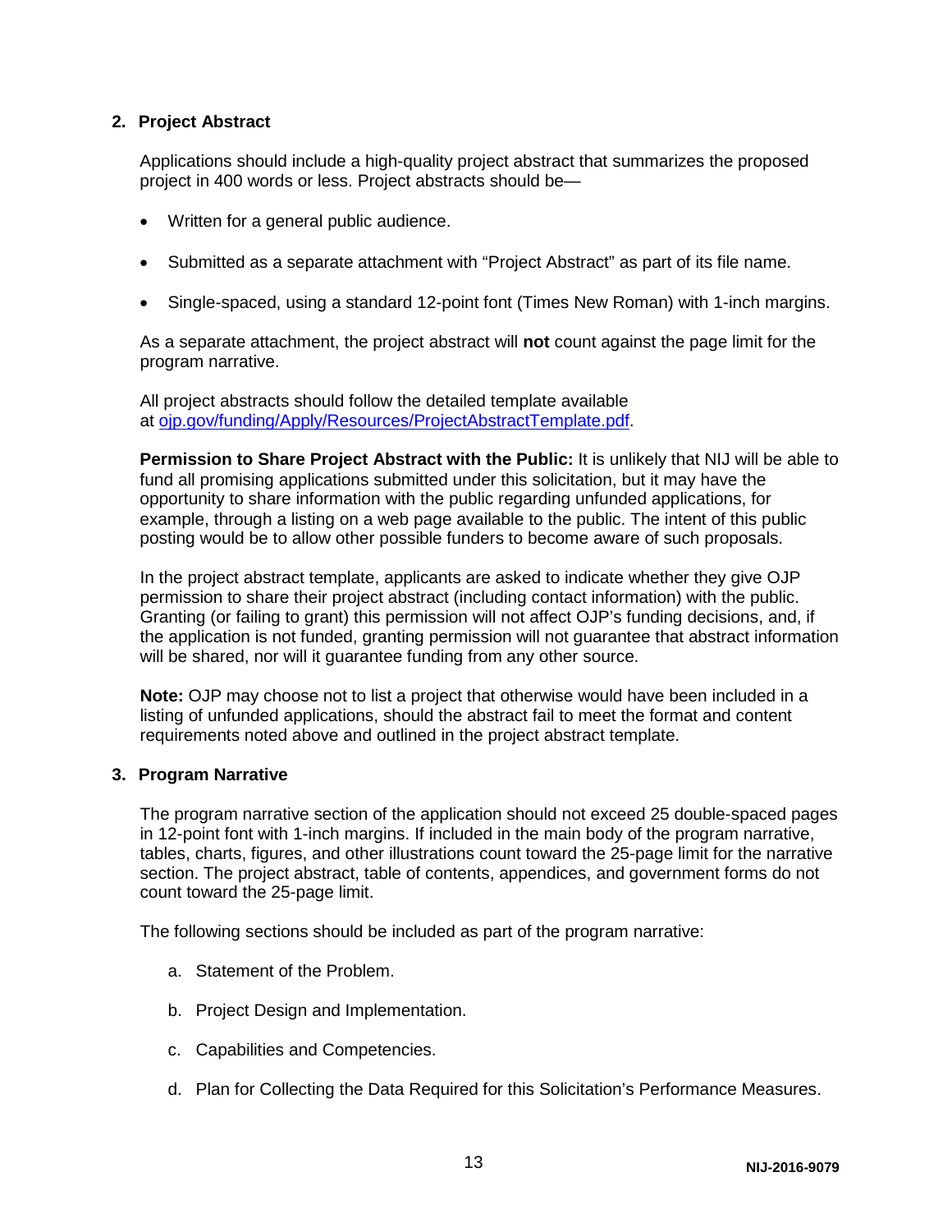### 2. Project Abstract

Applications should include a high-quality project abstract that summarizes the proposed project in 400 words or less. Project abstracts should be—

- Written for a general public audience.
- Submitted as a separate attachment with "Project Abstract" as part of its file name.
- Single-spaced, using a standard 12-point font (Times New Roman) with 1-inch margins.

As a separate attachment, the project abstract will **not** count against the page limit for the program narrative.

All project abstracts should follow the detailed template available at [ojp.gov/funding/Apply/Resources/ProjectAbstractTemplate.pdf](ojp.gov/funding/Apply/Resources/ProjectAbstractTemplate.pdf).

**Permission to Share Project Abstract with the Public:** It is unlikely that NIJ will be able to fund all promising applications submitted under this solicitation, but it may have the opportunity to share information with the public regarding unfunded applications, for example, through a listing on a web page available to the public. The intent of this public posting would be to allow other possible funders to become aware of such proposals.

In the project abstract template, applicants are asked to indicate whether they give OJP permission to share their project abstract (including contact information) with the public. Granting (or failing to grant) this permission will not affect OJP's funding decisions, and, if the application is not funded, granting permission will not guarantee that abstract information will be shared, nor will it guarantee funding from any other source.

**Note:** OJP may choose not to list a project that otherwise would have been included in a listing of unfunded applications, should the abstract fail to meet the format and content requirements noted above and outlined in the project abstract template.

### 3. Program Narrative

The program narrative section of the application should not exceed 25 double-spaced pages in 12-point font with 1-inch margins. If included in the main body of the program narrative, tables, charts, figures, and other illustrations count toward the 25-page limit for the narrative section. The project abstract, table of contents, appendices, and government forms do not count toward the 25-page limit.

The following sections should be included as part of the program narrative:

a. Statement of the Problem.

b. Project Design and Implementation.

c. Capabilities and Competencies.

d. Plan for Collecting the Data Required for this Solicitation's Performance Measures.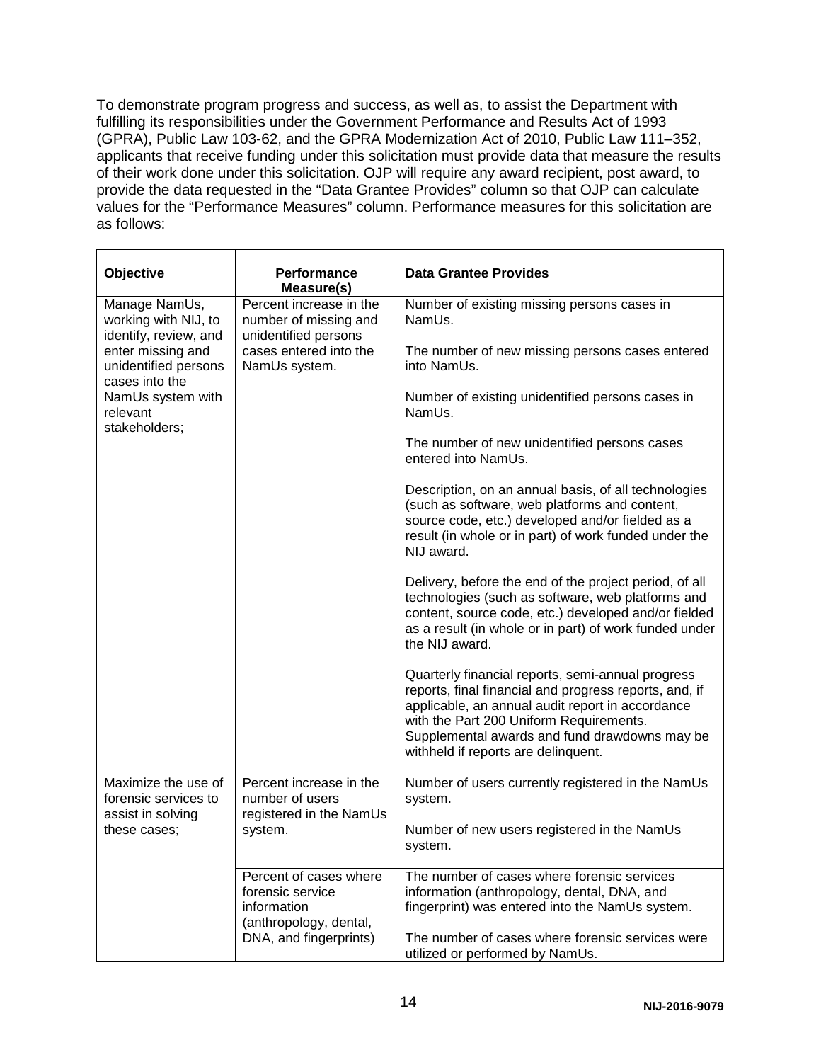To demonstrate program progress and success, as well as, to assist the Department with fulfilling its responsibilities under the Government Performance and Results Act of 1993 (GPRA), Public Law 103-62, and the GPRA Modernization Act of 2010, Public Law 111–352, applicants that receive funding under this solicitation must provide data that measure the results of their work done under this solicitation. OJP will require any award recipient, post award, to provide the data requested in the "Data Grantee Provides" column so that OJP can calculate values for the "Performance Measures" column. Performance measures for this solicitation are as follows:

| Objective | Performance Measure(s) | Data Grantee Provides |
|---|---|---|
| Manage NamUs, working with NIJ, to identify, review, and enter missing and unidentified persons cases into the NamUs system with relevant stakeholders; | Percent increase in the number of missing and unidentified persons cases entered into the NamUs system. | Number of existing missing persons cases in NamUs.<br><br>The number of new missing persons cases entered into NamUs.<br><br>Number of existing unidentified persons cases in NamUs.<br><br>The number of new unidentified persons cases entered into NamUs.<br><br>Description, on an annual basis, of all technologies (such as software, web platforms and content, source code, etc.) developed and/or fielded as a result (in whole or in part) of work funded under the NIJ award.<br><br>Delivery, before the end of the project period, of all technologies (such as software, web platforms and content, source code, etc.) developed and/or fielded as a result (in whole or in part) of work funded under the NIJ award.<br><br>Quarterly financial reports, semi-annual progress reports, final financial and progress reports, and, if applicable, an annual audit report in accordance with the Part 200 Uniform Requirements. Supplemental awards and fund drawdowns may be withheld if reports are delinquent. |
| Maximize the use of forensic services to assist in solving these cases; | Percent increase in the number of users registered in the NamUs system. | Number of users currently registered in the NamUs system.<br><br>Number of new users registered in the NamUs system. |
| | Percent of cases where forensic service information (anthropology, dental, DNA, and fingerprints) | The number of cases where forensic services information (anthropology, dental, DNA, and fingerprint) was entered into the NamUs system.<br><br>The number of cases where forensic services were utilized or performed by NamUs. |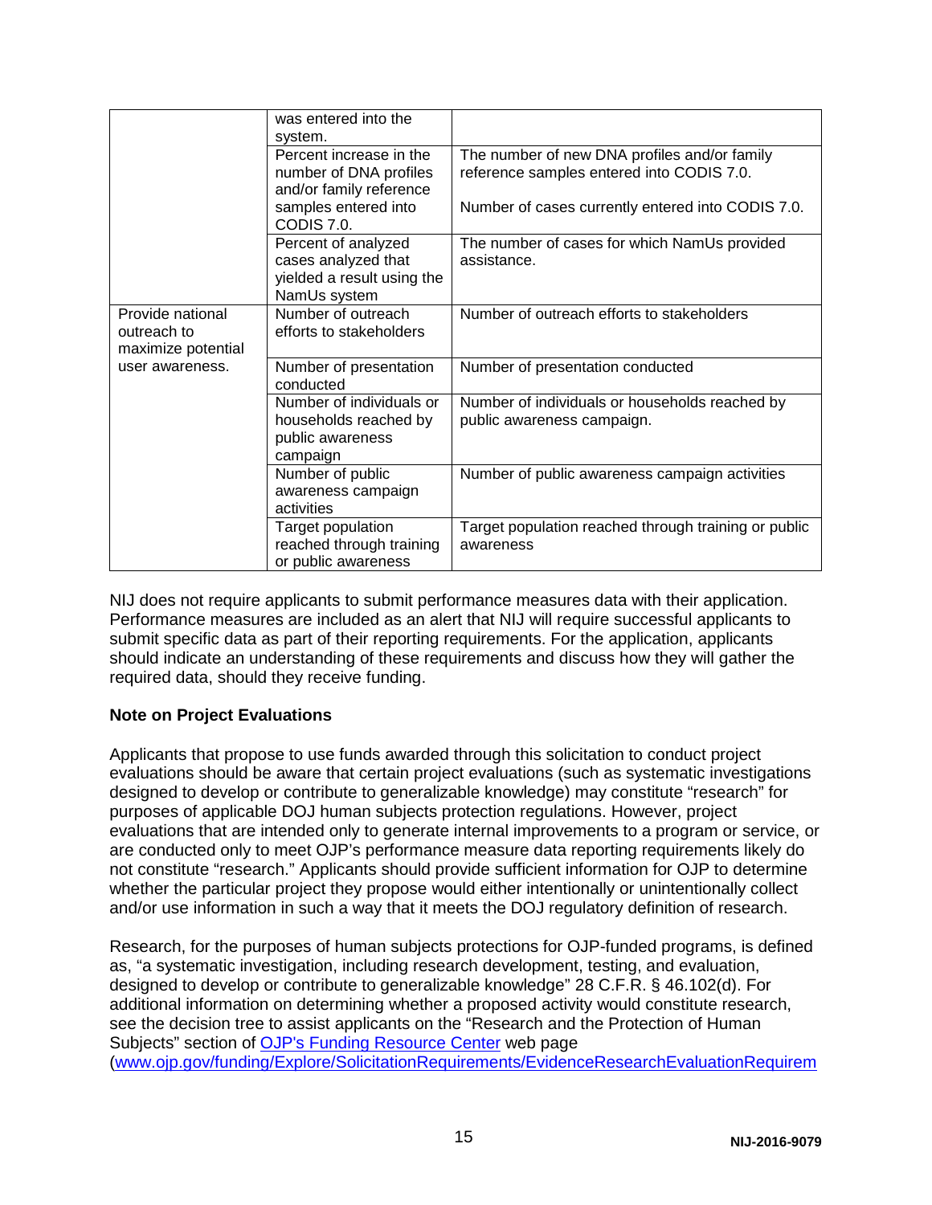| | | |
|---|---|---|
| | was entered into the system. | |
| | Percent increase in the number of DNA profiles and/or family reference samples entered into CODIS 7.0. | The number of new DNA profiles and/or family reference samples entered into CODIS 7.0.<br><br>Number of cases currently entered into CODIS 7.0. |
| | Percent of analyzed cases analyzed that yielded a result using the NamUs system | The number of cases for which NamUs provided assistance. |
| Provide national outreach to maximize potential user awareness. | Number of outreach efforts to stakeholders | Number of outreach efforts to stakeholders |
| | Number of presentation conducted | Number of presentation conducted |
| | Number of individuals or households reached by public awareness campaign | Number of individuals or households reached by public awareness campaign. |
| | Number of public awareness campaign activities | Number of public awareness campaign activities |
| | Target population reached through training or public awareness | Target population reached through training or public awareness |

NIJ does not require applicants to submit performance measures data with their application. Performance measures are included as an alert that NIJ will require successful applicants to submit specific data as part of their reporting requirements. For the application, applicants should indicate an understanding of these requirements and discuss how they will gather the required data, should they receive funding.

**Note on Project Evaluations**

Applicants that propose to use funds awarded through this solicitation to conduct project evaluations should be aware that certain project evaluations (such as systematic investigations designed to develop or contribute to generalizable knowledge) may constitute "research" for purposes of applicable DOJ human subjects protection regulations. However, project evaluations that are intended only to generate internal improvements to a program or service, or are conducted only to meet OJP's performance measure data reporting requirements likely do not constitute "research." Applicants should provide sufficient information for OJP to determine whether the particular project they propose would either intentionally or unintentionally collect and/or use information in such a way that it meets the DOJ regulatory definition of research.

Research, for the purposes of human subjects protections for OJP-funded programs, is defined as, "a systematic investigation, including research development, testing, and evaluation, designed to develop or contribute to generalizable knowledge" 28 C.F.R. § 46.102(d). For additional information on determining whether a proposed activity would constitute research, see the decision tree to assist applicants on the "Research and the Protection of Human Subjects" section of OJP's Funding Resource Center web page (www.ojp.gov/funding/Explore/SolicitationRequirements/EvidenceResearchEvaluationRequirem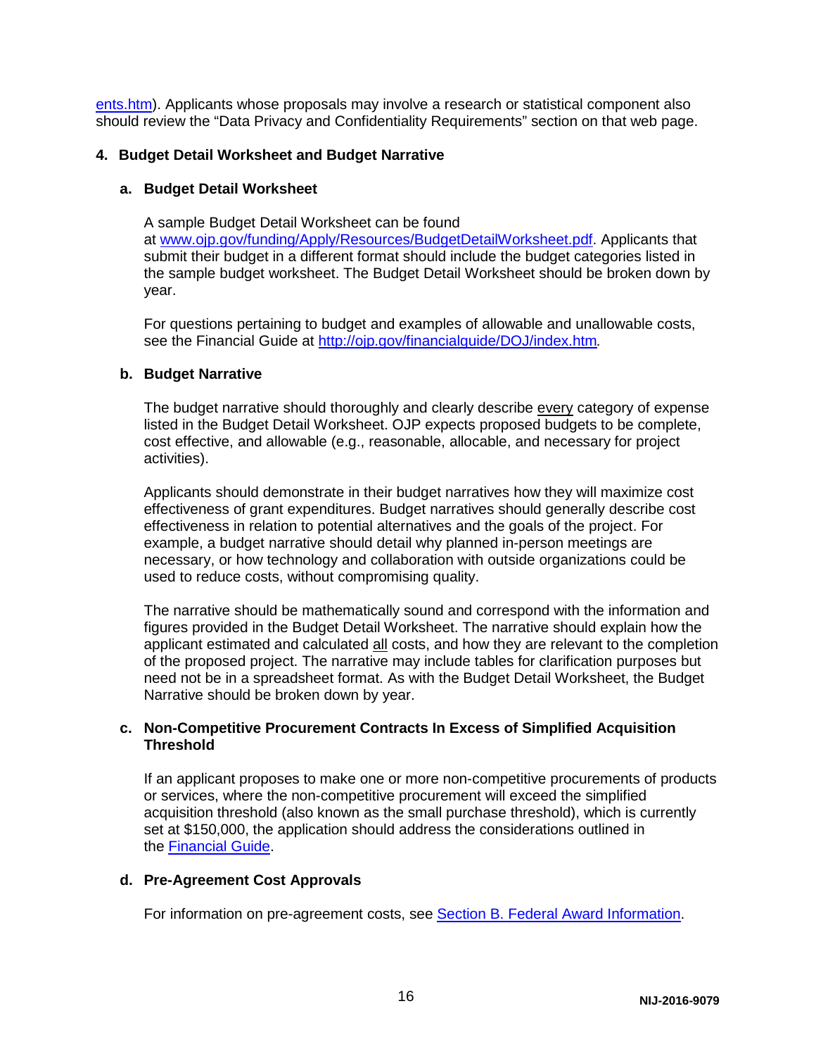ents.htm). Applicants whose proposals may involve a research or statistical component also should review the "Data Privacy and Confidentiality Requirements" section on that web page.

### 4. Budget Detail Worksheet and Budget Narrative

#### a. Budget Detail Worksheet

A sample Budget Detail Worksheet can be found at www.ojp.gov/funding/Apply/Resources/BudgetDetailWorksheet.pdf. Applicants that submit their budget in a different format should include the budget categories listed in the sample budget worksheet. The Budget Detail Worksheet should be broken down by year.

For questions pertaining to budget and examples of allowable and unallowable costs, see the Financial Guide at http://ojp.gov/financialguide/DOJ/index.htm.

#### b. Budget Narrative

The budget narrative should thoroughly and clearly describe every category of expense listed in the Budget Detail Worksheet. OJP expects proposed budgets to be complete, cost effective, and allowable (e.g., reasonable, allocable, and necessary for project activities).

Applicants should demonstrate in their budget narratives how they will maximize cost effectiveness of grant expenditures. Budget narratives should generally describe cost effectiveness in relation to potential alternatives and the goals of the project. For example, a budget narrative should detail why planned in-person meetings are necessary, or how technology and collaboration with outside organizations could be used to reduce costs, without compromising quality.

The narrative should be mathematically sound and correspond with the information and figures provided in the Budget Detail Worksheet. The narrative should explain how the applicant estimated and calculated all costs, and how they are relevant to the completion of the proposed project. The narrative may include tables for clarification purposes but need not be in a spreadsheet format. As with the Budget Detail Worksheet, the Budget Narrative should be broken down by year.

#### c. Non-Competitive Procurement Contracts In Excess of Simplified Acquisition Threshold

If an applicant proposes to make one or more non-competitive procurements of products or services, where the non-competitive procurement will exceed the simplified acquisition threshold (also known as the small purchase threshold), which is currently set at $150,000, the application should address the considerations outlined in the Financial Guide.

#### d. Pre-Agreement Cost Approvals

For information on pre-agreement costs, see Section B. Federal Award Information.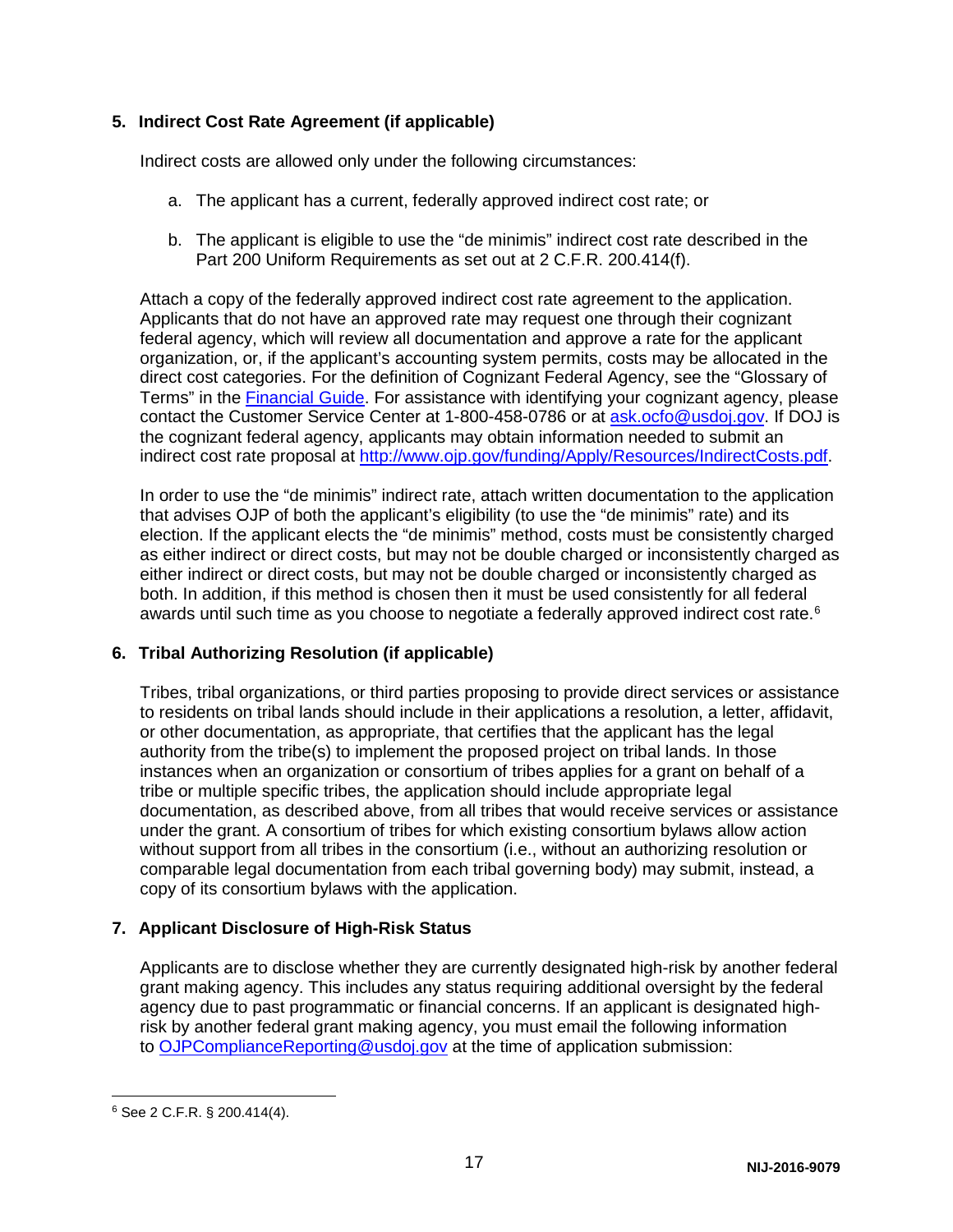## 5. Indirect Cost Rate Agreement (if applicable)

Indirect costs are allowed only under the following circumstances:

a. The applicant has a current, federally approved indirect cost rate; or

b. The applicant is eligible to use the "de minimis" indirect cost rate described in the Part 200 Uniform Requirements as set out at 2 C.F.R. 200.414(f).

Attach a copy of the federally approved indirect cost rate agreement to the application. Applicants that do not have an approved rate may request one through their cognizant federal agency, which will review all documentation and approve a rate for the applicant organization, or, if the applicant's accounting system permits, costs may be allocated in the direct cost categories. For the definition of Cognizant Federal Agency, see the "Glossary of Terms" in the Financial Guide. For assistance with identifying your cognizant agency, please contact the Customer Service Center at 1-800-458-0786 or at ask.ocfo@usdoj.gov. If DOJ is the cognizant federal agency, applicants may obtain information needed to submit an indirect cost rate proposal at http://www.ojp.gov/funding/Apply/Resources/IndirectCosts.pdf.

In order to use the "de minimis" indirect rate, attach written documentation to the application that advises OJP of both the applicant's eligibility (to use the "de minimis" rate) and its election. If the applicant elects the "de minimis" method, costs must be consistently charged as either indirect or direct costs, but may not be double charged or inconsistently charged as either indirect or direct costs, but may not be double charged or inconsistently charged as both. In addition, if this method is chosen then it must be used consistently for all federal awards until such time as you choose to negotiate a federally approved indirect cost rate.[6]

## 6. Tribal Authorizing Resolution (if applicable)

Tribes, tribal organizations, or third parties proposing to provide direct services or assistance to residents on tribal lands should include in their applications a resolution, a letter, affidavit, or other documentation, as appropriate, that certifies that the applicant has the legal authority from the tribe(s) to implement the proposed project on tribal lands. In those instances when an organization or consortium of tribes applies for a grant on behalf of a tribe or multiple specific tribes, the application should include appropriate legal documentation, as described above, from all tribes that would receive services or assistance under the grant. A consortium of tribes for which existing consortium bylaws allow action without support from all tribes in the consortium (i.e., without an authorizing resolution or comparable legal documentation from each tribal governing body) may submit, instead, a copy of its consortium bylaws with the application.

## 7. Applicant Disclosure of High-Risk Status

Applicants are to disclose whether they are currently designated high-risk by another federal grant making agency. This includes any status requiring additional oversight by the federal agency due to past programmatic or financial concerns. If an applicant is designated high-risk by another federal grant making agency, you must email the following information to OJPComplianceReporting@usdoj.gov at the time of application submission:

---

[6] See 2 C.F.R. § 200.414(4).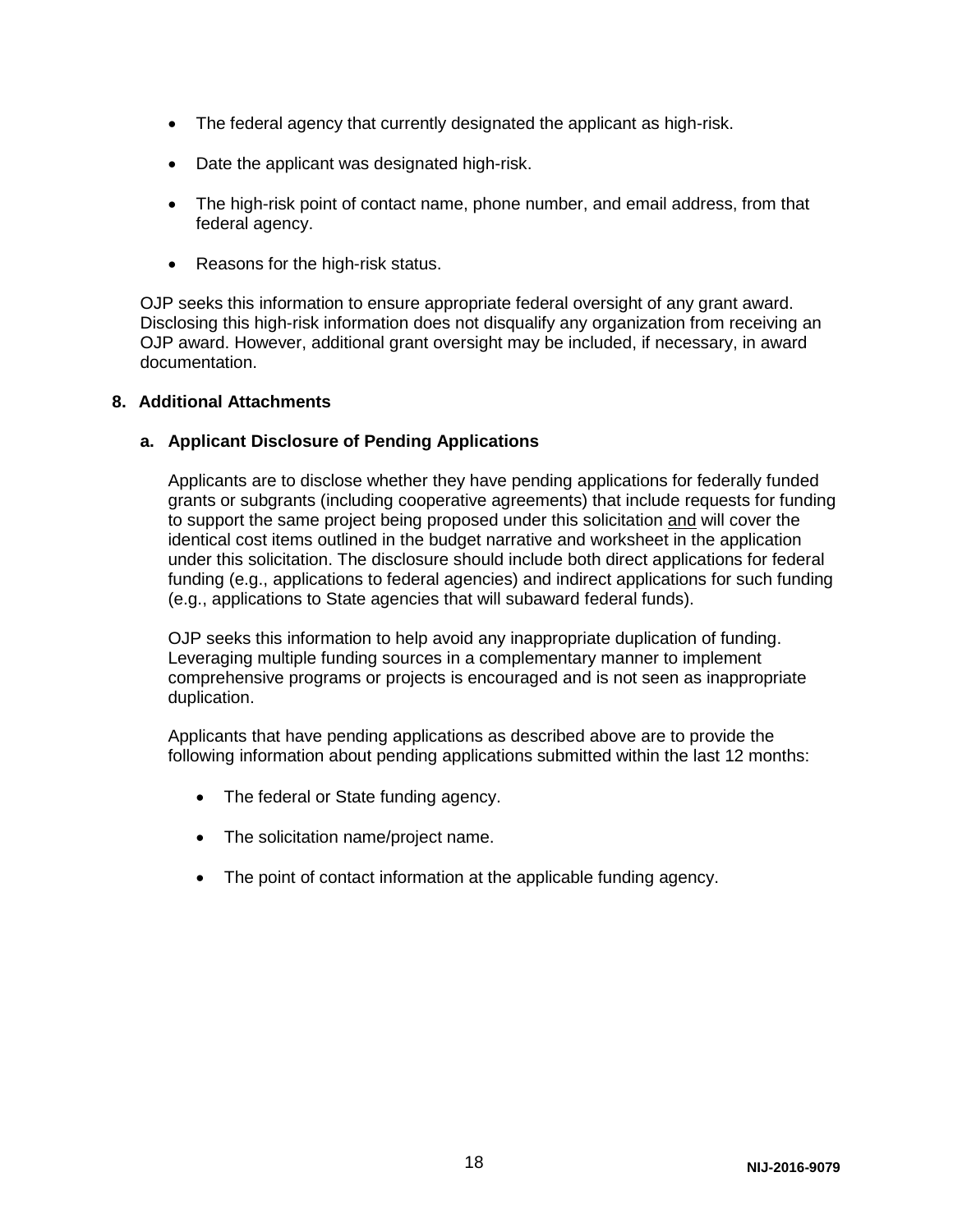- The federal agency that currently designated the applicant as high-risk.
- Date the applicant was designated high-risk.
- The high-risk point of contact name, phone number, and email address, from that federal agency.
- Reasons for the high-risk status.

OJP seeks this information to ensure appropriate federal oversight of any grant award. Disclosing this high-risk information does not disqualify any organization from receiving an OJP award. However, additional grant oversight may be included, if necessary, in award documentation.

**8. Additional Attachments**

**a. Applicant Disclosure of Pending Applications**

Applicants are to disclose whether they have pending applications for federally funded grants or subgrants (including cooperative agreements) that include requests for funding to support the same project being proposed under this solicitation and will cover the identical cost items outlined in the budget narrative and worksheet in the application under this solicitation. The disclosure should include both direct applications for federal funding (e.g., applications to federal agencies) and indirect applications for such funding (e.g., applications to State agencies that will subaward federal funds).

OJP seeks this information to help avoid any inappropriate duplication of funding. Leveraging multiple funding sources in a complementary manner to implement comprehensive programs or projects is encouraged and is not seen as inappropriate duplication.

Applicants that have pending applications as described above are to provide the following information about pending applications submitted within the last 12 months:

- The federal or State funding agency.
- The solicitation name/project name.
- The point of contact information at the applicable funding agency.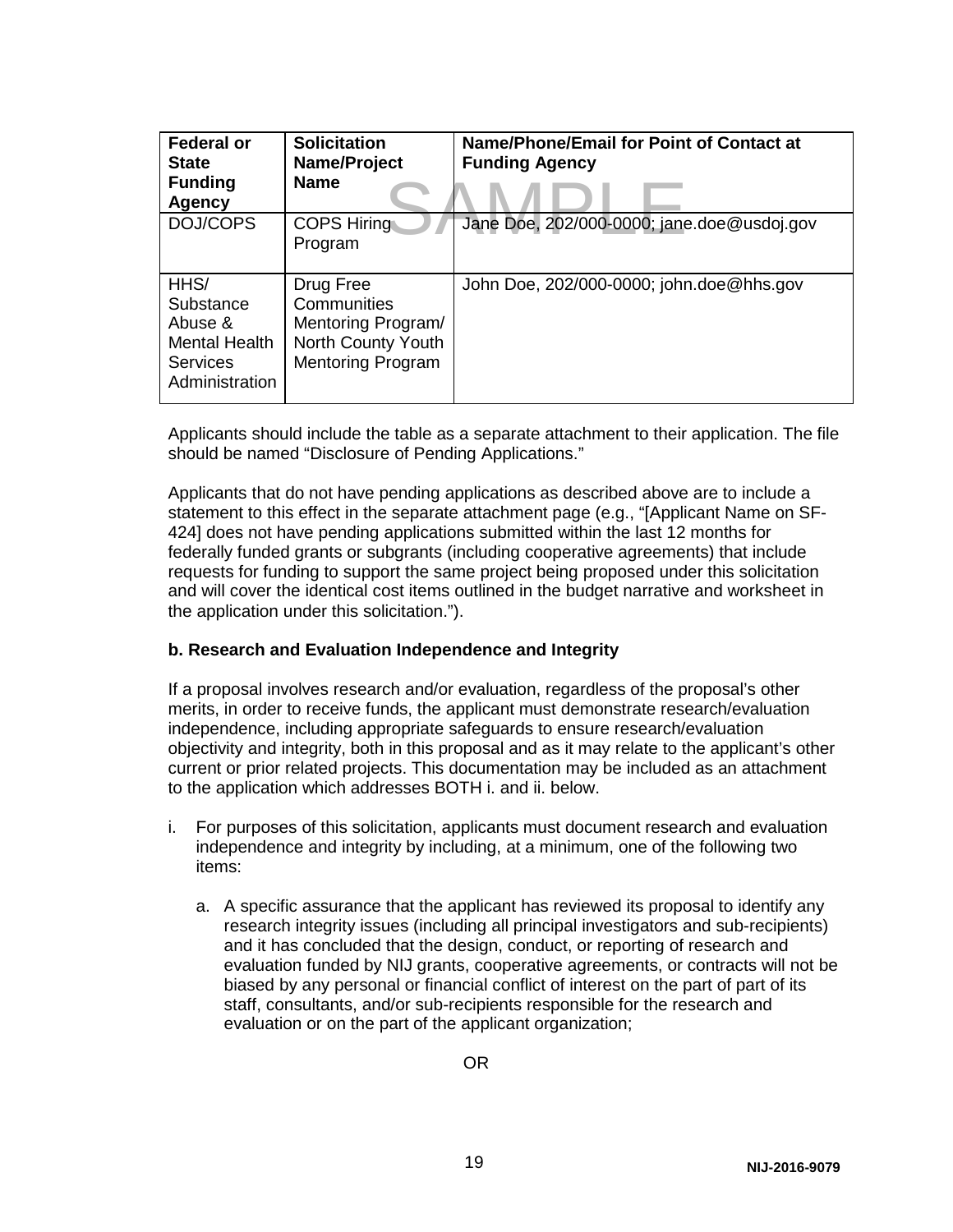| Federal or State Funding Agency | Solicitation Name/Project Name | Name/Phone/Email for Point of Contact at Funding Agency |
|---|---|---|
| DOJ/COPS | COPS Hiring Program | Jane Doe, 202/000-0000; jane.doe@usdoj.gov |
| HHS/ Substance Abuse & Mental Health Services Administration | Drug Free Communities Mentoring Program/ North County Youth Mentoring Program | John Doe, 202/000-0000; john.doe@hhs.gov |

Applicants should include the table as a separate attachment to their application. The file should be named "Disclosure of Pending Applications."

Applicants that do not have pending applications as described above are to include a statement to this effect in the separate attachment page (e.g., "[Applicant Name on SF-424] does not have pending applications submitted within the last 12 months for federally funded grants or subgrants (including cooperative agreements) that include requests for funding to support the same project being proposed under this solicitation and will cover the identical cost items outlined in the budget narrative and worksheet in the application under this solicitation.").

**b. Research and Evaluation Independence and Integrity**

If a proposal involves research and/or evaluation, regardless of the proposal's other merits, in order to receive funds, the applicant must demonstrate research/evaluation independence, including appropriate safeguards to ensure research/evaluation objectivity and integrity, both in this proposal and as it may relate to the applicant's other current or prior related projects. This documentation may be included as an attachment to the application which addresses BOTH i. and ii. below.

i. For purposes of this solicitation, applicants must document research and evaluation independence and integrity by including, at a minimum, one of the following two items:

   a. A specific assurance that the applicant has reviewed its proposal to identify any research integrity issues (including all principal investigators and sub-recipients) and it has concluded that the design, conduct, or reporting of research and evaluation funded by NIJ grants, cooperative agreements, or contracts will not be biased by any personal or financial conflict of interest on the part of part of its staff, consultants, and/or sub-recipients responsible for the research and evaluation or on the part of the applicant organization;

OR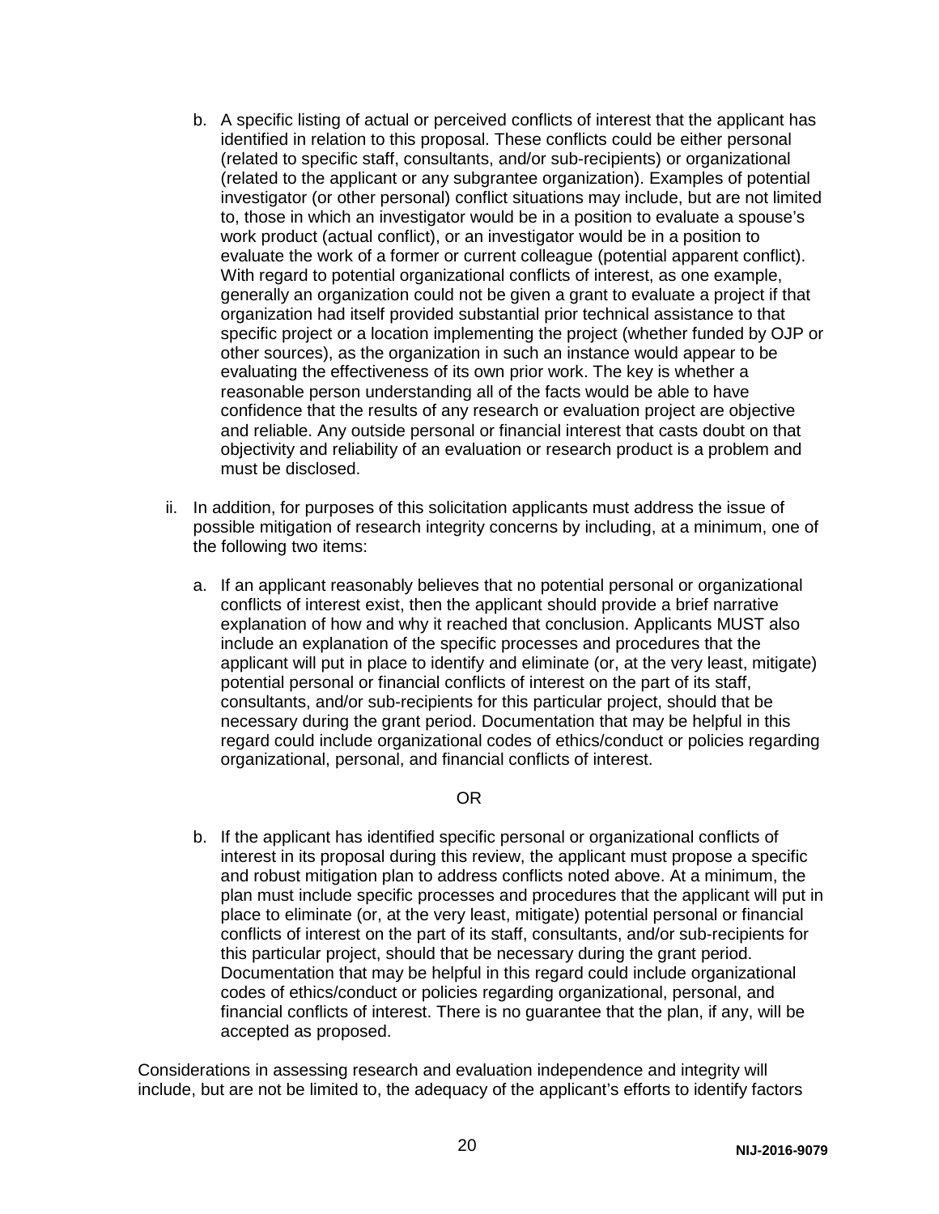b. A specific listing of actual or perceived conflicts of interest that the applicant has identified in relation to this proposal. These conflicts could be either personal (related to specific staff, consultants, and/or sub-recipients) or organizational (related to the applicant or any subgrantee organization). Examples of potential investigator (or other personal) conflict situations may include, but are not limited to, those in which an investigator would be in a position to evaluate a spouse's work product (actual conflict), or an investigator would be in a position to evaluate the work of a former or current colleague (potential apparent conflict). With regard to potential organizational conflicts of interest, as one example, generally an organization could not be given a grant to evaluate a project if that organization had itself provided substantial prior technical assistance to that specific project or a location implementing the project (whether funded by OJP or other sources), as the organization in such an instance would appear to be evaluating the effectiveness of its own prior work. The key is whether a reasonable person understanding all of the facts would be able to have confidence that the results of any research or evaluation project are objective and reliable. Any outside personal or financial interest that casts doubt on that objectivity and reliability of an evaluation or research product is a problem and must be disclosed.

ii. In addition, for purposes of this solicitation applicants must address the issue of possible mitigation of research integrity concerns by including, at a minimum, one of the following two items:

a. If an applicant reasonably believes that no potential personal or organizational conflicts of interest exist, then the applicant should provide a brief narrative explanation of how and why it reached that conclusion. Applicants MUST also include an explanation of the specific processes and procedures that the applicant will put in place to identify and eliminate (or, at the very least, mitigate) potential personal or financial conflicts of interest on the part of its staff, consultants, and/or sub-recipients for this particular project, should that be necessary during the grant period. Documentation that may be helpful in this regard could include organizational codes of ethics/conduct or policies regarding organizational, personal, and financial conflicts of interest.

OR

b. If the applicant has identified specific personal or organizational conflicts of interest in its proposal during this review, the applicant must propose a specific and robust mitigation plan to address conflicts noted above. At a minimum, the plan must include specific processes and procedures that the applicant will put in place to eliminate (or, at the very least, mitigate) potential personal or financial conflicts of interest on the part of its staff, consultants, and/or sub-recipients for this particular project, should that be necessary during the grant period. Documentation that may be helpful in this regard could include organizational codes of ethics/conduct or policies regarding organizational, personal, and financial conflicts of interest. There is no guarantee that the plan, if any, will be accepted as proposed.

Considerations in assessing research and evaluation independence and integrity will include, but are not be limited to, the adequacy of the applicant's efforts to identify factors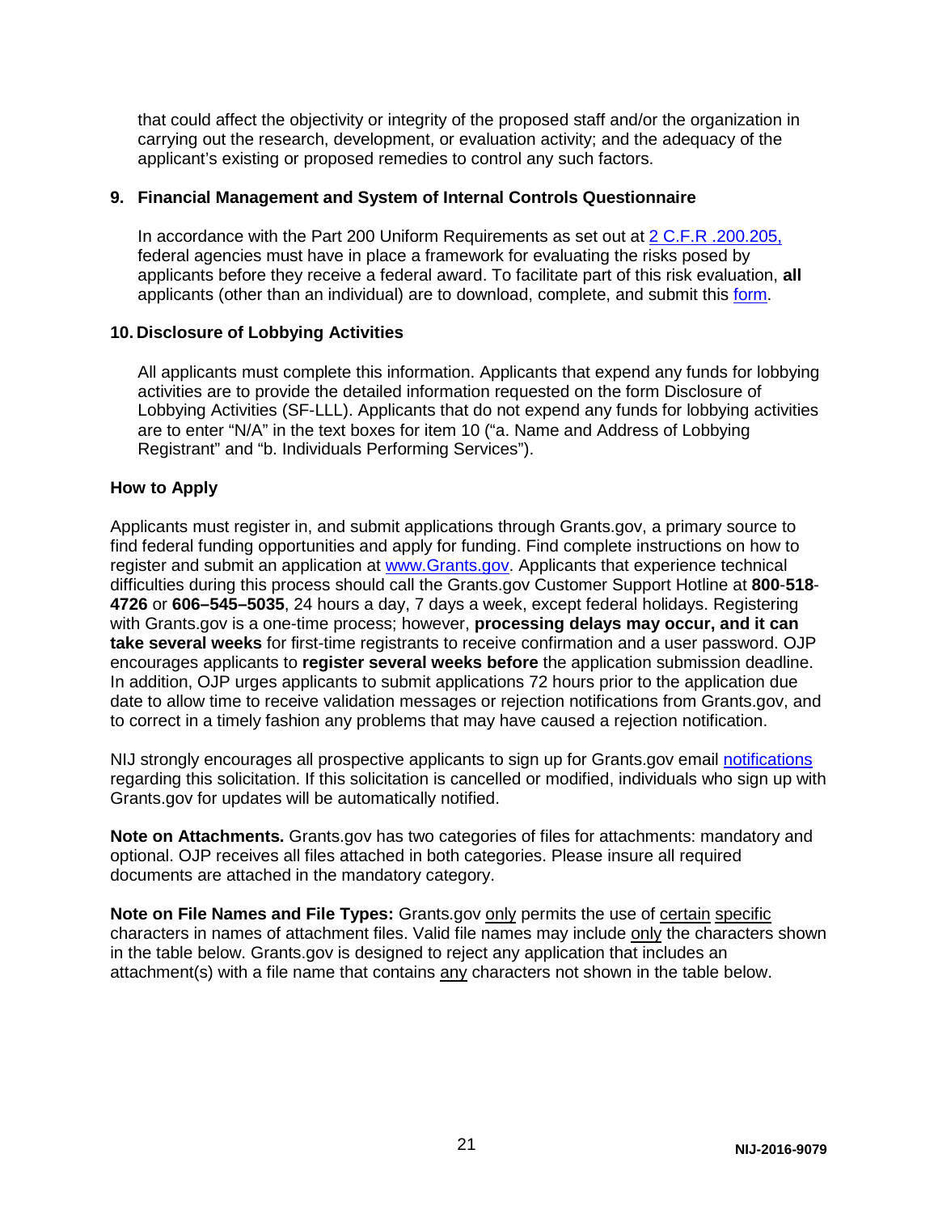that could affect the objectivity or integrity of the proposed staff and/or the organization in carrying out the research, development, or evaluation activity; and the adequacy of the applicant's existing or proposed remedies to control any such factors.

**9. Financial Management and System of Internal Controls Questionnaire**

In accordance with the Part 200 Uniform Requirements as set out at 2 C.F.R .200.205, federal agencies must have in place a framework for evaluating the risks posed by applicants before they receive a federal award. To facilitate part of this risk evaluation, **all** applicants (other than an individual) are to download, complete, and submit this form.

**10. Disclosure of Lobbying Activities**

All applicants must complete this information. Applicants that expend any funds for lobbying activities are to provide the detailed information requested on the form Disclosure of Lobbying Activities (SF-LLL). Applicants that do not expend any funds for lobbying activities are to enter "N/A" in the text boxes for item 10 ("a. Name and Address of Lobbying Registrant" and "b. Individuals Performing Services").

**How to Apply**

Applicants must register in, and submit applications through Grants.gov, a primary source to find federal funding opportunities and apply for funding. Find complete instructions on how to register and submit an application at www.Grants.gov. Applicants that experience technical difficulties during this process should call the Grants.gov Customer Support Hotline at **800**-**518**-**4726** or **606–545–5035**, 24 hours a day, 7 days a week, except federal holidays. Registering with Grants.gov is a one-time process; however, **processing delays may occur, and it can take several weeks** for first-time registrants to receive confirmation and a user password. OJP encourages applicants to **register several weeks before** the application submission deadline. In addition, OJP urges applicants to submit applications 72 hours prior to the application due date to allow time to receive validation messages or rejection notifications from Grants.gov, and to correct in a timely fashion any problems that may have caused a rejection notification.

NIJ strongly encourages all prospective applicants to sign up for Grants.gov email notifications regarding this solicitation. If this solicitation is cancelled or modified, individuals who sign up with Grants.gov for updates will be automatically notified.

**Note on Attachments.** Grants.gov has two categories of files for attachments: mandatory and optional. OJP receives all files attached in both categories. Please insure all required documents are attached in the mandatory category.

**Note on File Names and File Types:** Grants.gov only permits the use of certain specific characters in names of attachment files. Valid file names may include only the characters shown in the table below. Grants.gov is designed to reject any application that includes an attachment(s) with a file name that contains any characters not shown in the table below.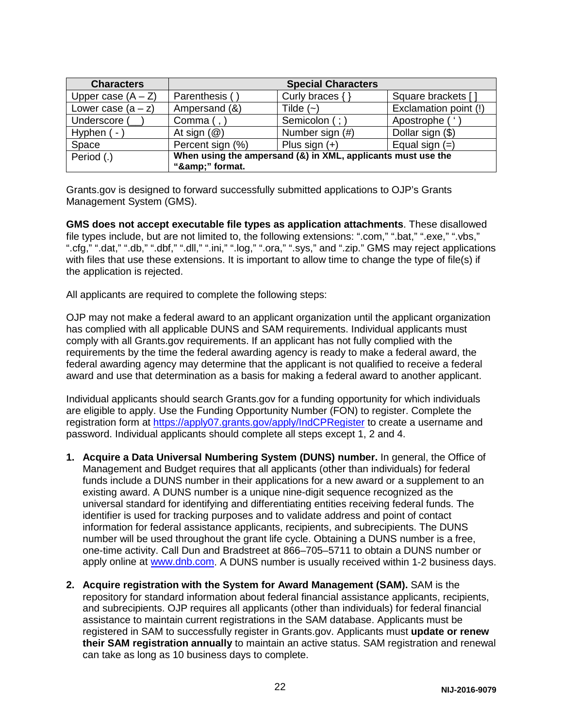| Characters | Special Characters | | |
|---|---|---|---|
| Upper case (A – Z) | Parenthesis ( ) | Curly braces { } | Square brackets [ ] |
| Lower case (a – z) | Ampersand (&) | Tilde (~) | Exclamation point (!) |
| Underscore (__) | Comma ( , ) | Semicolon ( ; ) | Apostrophe ( ' ) |
| Hyphen ( - ) | At sign (@) | Number sign (#) | Dollar sign ($) |
| Space | Percent sign (%) | Plus sign (+) | Equal sign (=) |
| Period (.) | **When using the ampersand (&) in XML, applicants must use the "&amp;amp;" format.** | | |

Grants.gov is designed to forward successfully submitted applications to OJP's Grants Management System (GMS).

**GMS does not accept executable file types as application attachments**. These disallowed file types include, but are not limited to, the following extensions: ".com," ".bat," ".exe," ".vbs," ".cfg," ".dat," ".db," ".dbf," ".dll," ".ini," ".log," ".ora," ".sys," and ".zip." GMS may reject applications with files that use these extensions. It is important to allow time to change the type of file(s) if the application is rejected.

All applicants are required to complete the following steps:

OJP may not make a federal award to an applicant organization until the applicant organization has complied with all applicable DUNS and SAM requirements. Individual applicants must comply with all Grants.gov requirements. If an applicant has not fully complied with the requirements by the time the federal awarding agency is ready to make a federal award, the federal awarding agency may determine that the applicant is not qualified to receive a federal award and use that determination as a basis for making a federal award to another applicant.

Individual applicants should search Grants.gov for a funding opportunity for which individuals are eligible to apply. Use the Funding Opportunity Number (FON) to register. Complete the registration form at https://apply07.grants.gov/apply/IndCPRegister to create a username and password. Individual applicants should complete all steps except 1, 2 and 4.

1. **Acquire a Data Universal Numbering System (DUNS) number.** In general, the Office of Management and Budget requires that all applicants (other than individuals) for federal funds include a DUNS number in their applications for a new award or a supplement to an existing award. A DUNS number is a unique nine-digit sequence recognized as the universal standard for identifying and differentiating entities receiving federal funds. The identifier is used for tracking purposes and to validate address and point of contact information for federal assistance applicants, recipients, and subrecipients. The DUNS number will be used throughout the grant life cycle. Obtaining a DUNS number is a free, one-time activity. Call Dun and Bradstreet at 866–705–5711 to obtain a DUNS number or apply online at www.dnb.com. A DUNS number is usually received within 1-2 business days.

2. **Acquire registration with the System for Award Management (SAM).** SAM is the repository for standard information about federal financial assistance applicants, recipients, and subrecipients. OJP requires all applicants (other than individuals) for federal financial assistance to maintain current registrations in the SAM database. Applicants must be registered in SAM to successfully register in Grants.gov. Applicants must **update or renew their SAM registration annually** to maintain an active status. SAM registration and renewal can take as long as 10 business days to complete.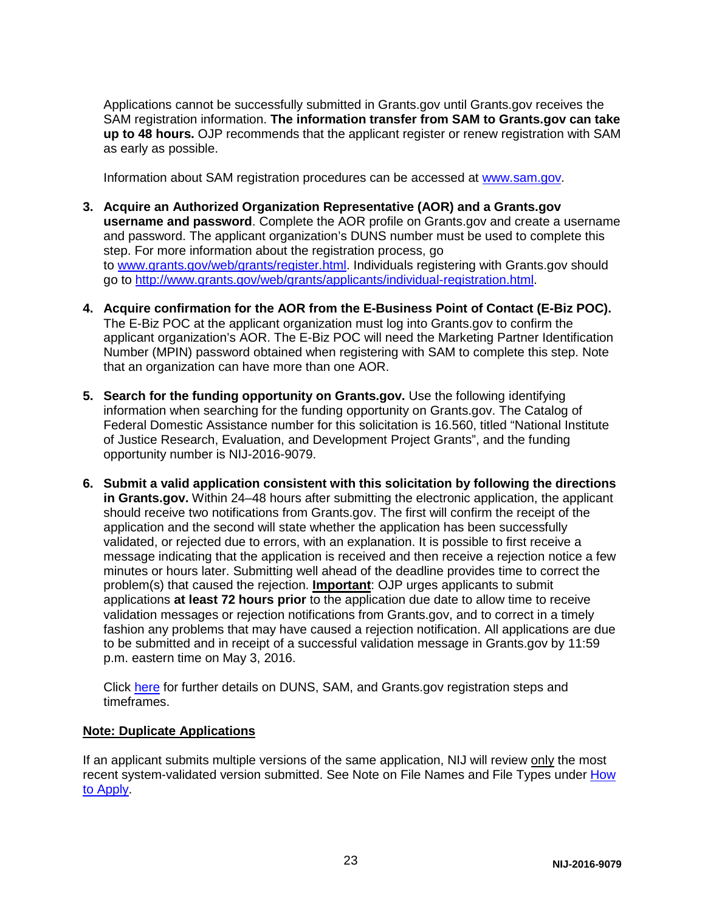Applications cannot be successfully submitted in Grants.gov until Grants.gov receives the SAM registration information. **The information transfer from SAM to Grants.gov can take up to 48 hours.** OJP recommends that the applicant register or renew registration with SAM as early as possible.

Information about SAM registration procedures can be accessed at [www.sam.gov](www.sam.gov).

3. **Acquire an Authorized Organization Representative (AOR) and a Grants.gov username and password**. Complete the AOR profile on Grants.gov and create a username and password. The applicant organization's DUNS number must be used to complete this step. For more information about the registration process, go to [www.grants.gov/web/grants/register.html](www.grants.gov/web/grants/register.html). Individuals registering with Grants.gov should go to [http://www.grants.gov/web/grants/applicants/individual-registration.html](http://www.grants.gov/web/grants/applicants/individual-registration.html).

4. **Acquire confirmation for the AOR from the E-Business Point of Contact (E-Biz POC).** The E-Biz POC at the applicant organization must log into Grants.gov to confirm the applicant organization's AOR. The E-Biz POC will need the Marketing Partner Identification Number (MPIN) password obtained when registering with SAM to complete this step. Note that an organization can have more than one AOR.

5. **Search for the funding opportunity on Grants.gov.** Use the following identifying information when searching for the funding opportunity on Grants.gov. The Catalog of Federal Domestic Assistance number for this solicitation is 16.560, titled "National Institute of Justice Research, Evaluation, and Development Project Grants", and the funding opportunity number is NIJ-2016-9079.

6. **Submit a valid application consistent with this solicitation by following the directions in Grants.gov.** Within 24–48 hours after submitting the electronic application, the applicant should receive two notifications from Grants.gov. The first will confirm the receipt of the application and the second will state whether the application has been successfully validated, or rejected due to errors, with an explanation. It is possible to first receive a message indicating that the application is received and then receive a rejection notice a few minutes or hours later. Submitting well ahead of the deadline provides time to correct the problem(s) that caused the rejection. **Important**: OJP urges applicants to submit applications **at least 72 hours prior** to the application due date to allow time to receive validation messages or rejection notifications from Grants.gov, and to correct in a timely fashion any problems that may have caused a rejection notification. All applications are due to be submitted and in receipt of a successful validation message in Grants.gov by 11:59 p.m. eastern time on May 3, 2016.

   Click here for further details on DUNS, SAM, and Grants.gov registration steps and timeframes.

**Note: Duplicate Applications**

If an applicant submits multiple versions of the same application, NIJ will review only the most recent system-validated version submitted. See Note on File Names and File Types under How to Apply.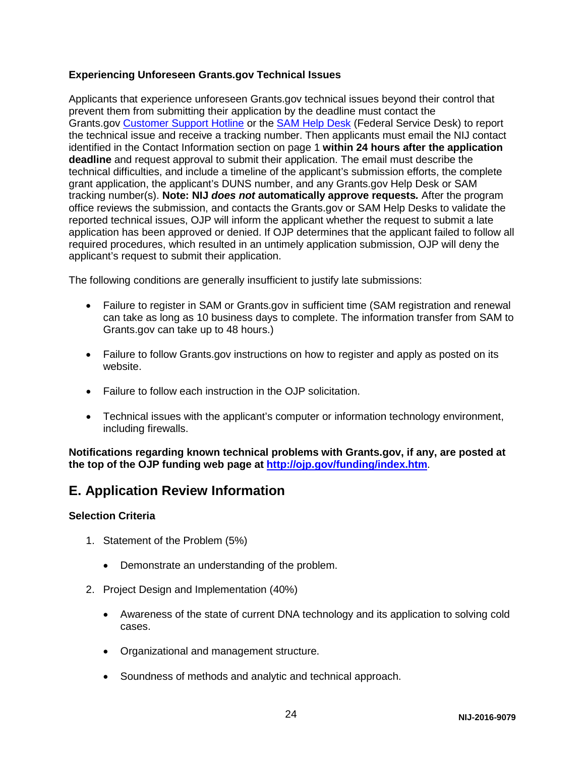### Experiencing Unforeseen Grants.gov Technical Issues

Applicants that experience unforeseen Grants.gov technical issues beyond their control that prevent them from submitting their application by the deadline must contact the Grants.gov [Customer Support Hotline] or the [SAM Help Desk] (Federal Service Desk) to report the technical issue and receive a tracking number. Then applicants must email the NIJ contact identified in the Contact Information section on page 1 **within 24 hours after the application deadline** and request approval to submit their application. The email must describe the technical difficulties, and include a timeline of the applicant's submission efforts, the complete grant application, the applicant's DUNS number, and any Grants.gov Help Desk or SAM tracking number(s). **Note: NIJ *does not* automatically approve requests***.* After the program office reviews the submission, and contacts the Grants.gov or SAM Help Desks to validate the reported technical issues, OJP will inform the applicant whether the request to submit a late application has been approved or denied. If OJP determines that the applicant failed to follow all required procedures, which resulted in an untimely application submission, OJP will deny the applicant's request to submit their application.

The following conditions are generally insufficient to justify late submissions:

- Failure to register in SAM or Grants.gov in sufficient time (SAM registration and renewal can take as long as 10 business days to complete. The information transfer from SAM to Grants.gov can take up to 48 hours.)
- Failure to follow Grants.gov instructions on how to register and apply as posted on its website.
- Failure to follow each instruction in the OJP solicitation.
- Technical issues with the applicant's computer or information technology environment, including firewalls.

**Notifications regarding known technical problems with Grants.gov, if any, are posted at the top of the OJP funding web page at http://ojp.gov/funding/index.htm**.

## E. Application Review Information

### Selection Criteria

1. Statement of the Problem (5%)
   - Demonstrate an understanding of the problem.
2. Project Design and Implementation (40%)
   - Awareness of the state of current DNA technology and its application to solving cold cases.
   - Organizational and management structure.
   - Soundness of methods and analytic and technical approach.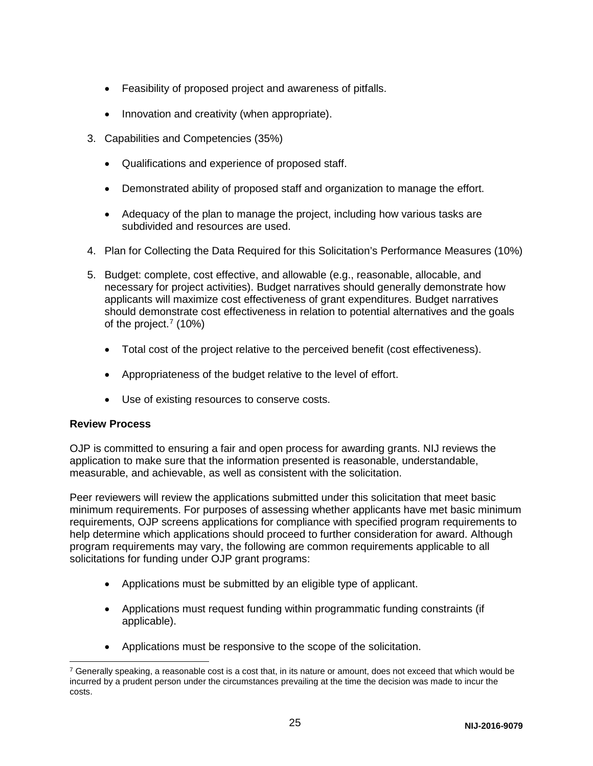- Feasibility of proposed project and awareness of pitfalls.
- Innovation and creativity (when appropriate).

3. Capabilities and Competencies (35%)

   - Qualifications and experience of proposed staff.
   - Demonstrated ability of proposed staff and organization to manage the effort.
   - Adequacy of the plan to manage the project, including how various tasks are subdivided and resources are used.

4. Plan for Collecting the Data Required for this Solicitation's Performance Measures (10%)

5. Budget: complete, cost effective, and allowable (e.g., reasonable, allocable, and necessary for project activities). Budget narratives should generally demonstrate how applicants will maximize cost effectiveness of grant expenditures. Budget narratives should demonstrate cost effectiveness in relation to potential alternatives and the goals of the project.[7] (10%)

   - Total cost of the project relative to the perceived benefit (cost effectiveness).
   - Appropriateness of the budget relative to the level of effort.
   - Use of existing resources to conserve costs.

**Review Process**

OJP is committed to ensuring a fair and open process for awarding grants. NIJ reviews the application to make sure that the information presented is reasonable, understandable, measurable, and achievable, as well as consistent with the solicitation.

Peer reviewers will review the applications submitted under this solicitation that meet basic minimum requirements. For purposes of assessing whether applicants have met basic minimum requirements, OJP screens applications for compliance with specified program requirements to help determine which applications should proceed to further consideration for award. Although program requirements may vary, the following are common requirements applicable to all solicitations for funding under OJP grant programs:

- Applications must be submitted by an eligible type of applicant.
- Applications must request funding within programmatic funding constraints (if applicable).
- Applications must be responsive to the scope of the solicitation.

[7] Generally speaking, a reasonable cost is a cost that, in its nature or amount, does not exceed that which would be incurred by a prudent person under the circumstances prevailing at the time the decision was made to incur the costs.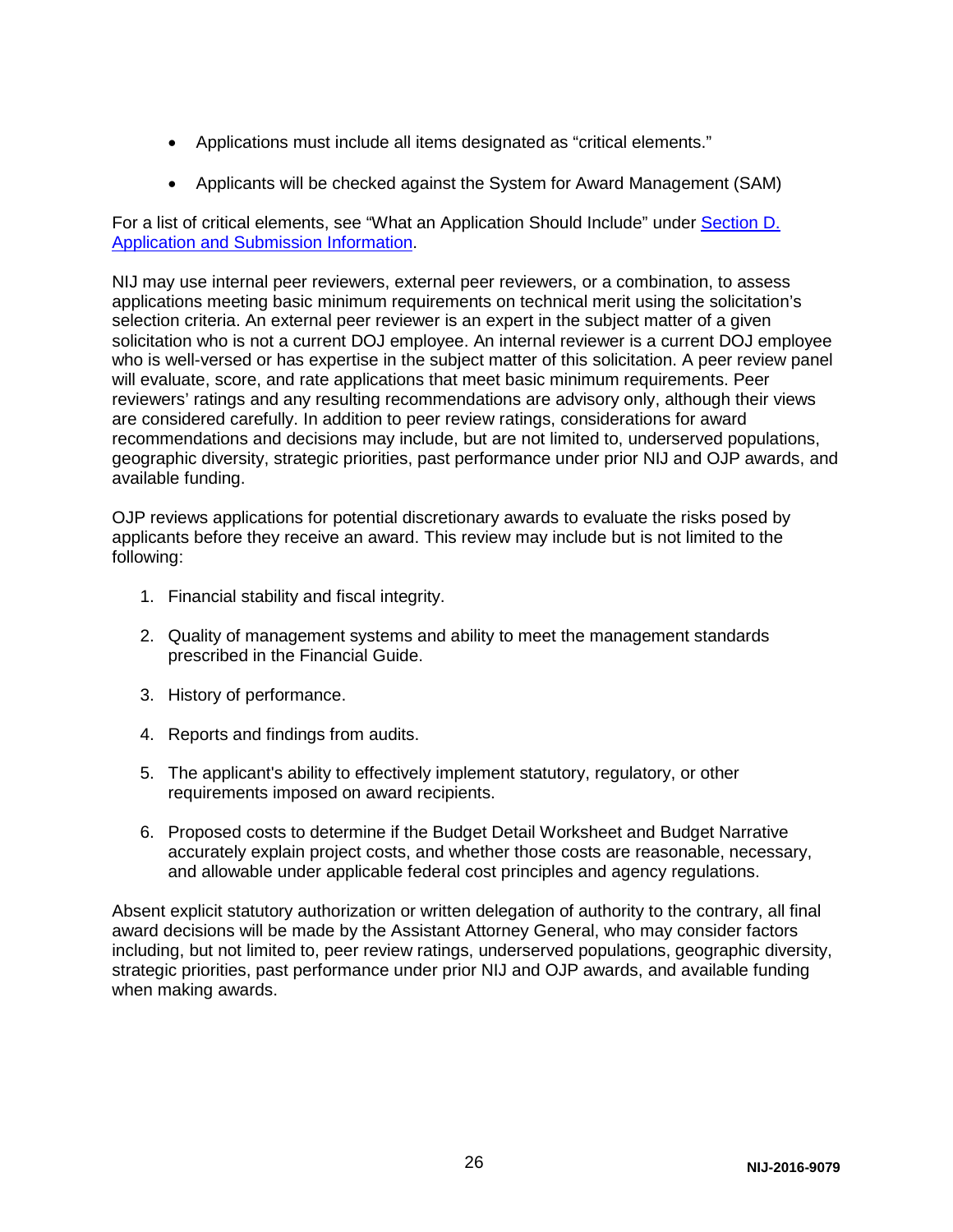- Applications must include all items designated as "critical elements."
- Applicants will be checked against the System for Award Management (SAM)

For a list of critical elements, see "What an Application Should Include" under Section D. Application and Submission Information.

NIJ may use internal peer reviewers, external peer reviewers, or a combination, to assess applications meeting basic minimum requirements on technical merit using the solicitation's selection criteria. An external peer reviewer is an expert in the subject matter of a given solicitation who is not a current DOJ employee. An internal reviewer is a current DOJ employee who is well-versed or has expertise in the subject matter of this solicitation. A peer review panel will evaluate, score, and rate applications that meet basic minimum requirements. Peer reviewers' ratings and any resulting recommendations are advisory only, although their views are considered carefully. In addition to peer review ratings, considerations for award recommendations and decisions may include, but are not limited to, underserved populations, geographic diversity, strategic priorities, past performance under prior NIJ and OJP awards, and available funding.

OJP reviews applications for potential discretionary awards to evaluate the risks posed by applicants before they receive an award. This review may include but is not limited to the following:

1. Financial stability and fiscal integrity.
2. Quality of management systems and ability to meet the management standards prescribed in the Financial Guide.
3. History of performance.
4. Reports and findings from audits.
5. The applicant's ability to effectively implement statutory, regulatory, or other requirements imposed on award recipients.
6. Proposed costs to determine if the Budget Detail Worksheet and Budget Narrative accurately explain project costs, and whether those costs are reasonable, necessary, and allowable under applicable federal cost principles and agency regulations.

Absent explicit statutory authorization or written delegation of authority to the contrary, all final award decisions will be made by the Assistant Attorney General, who may consider factors including, but not limited to, peer review ratings, underserved populations, geographic diversity, strategic priorities, past performance under prior NIJ and OJP awards, and available funding when making awards.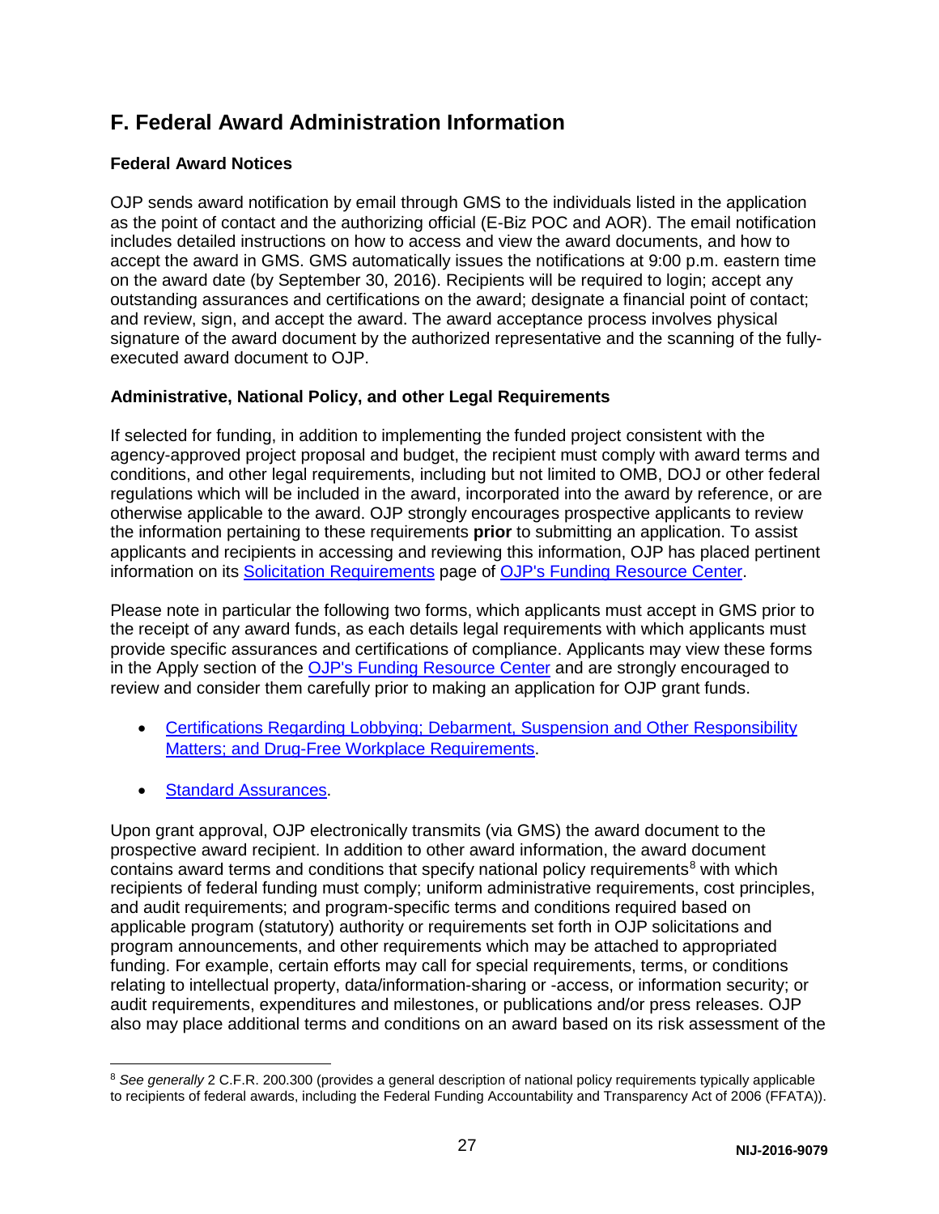## F. Federal Award Administration Information

### Federal Award Notices

OJP sends award notification by email through GMS to the individuals listed in the application as the point of contact and the authorizing official (E-Biz POC and AOR). The email notification includes detailed instructions on how to access and view the award documents, and how to accept the award in GMS. GMS automatically issues the notifications at 9:00 p.m. eastern time on the award date (by September 30, 2016). Recipients will be required to login; accept any outstanding assurances and certifications on the award; designate a financial point of contact; and review, sign, and accept the award. The award acceptance process involves physical signature of the award document by the authorized representative and the scanning of the fully-executed award document to OJP.

### Administrative, National Policy, and other Legal Requirements

If selected for funding, in addition to implementing the funded project consistent with the agency-approved project proposal and budget, the recipient must comply with award terms and conditions, and other legal requirements, including but not limited to OMB, DOJ or other federal regulations which will be included in the award, incorporated into the award by reference, or are otherwise applicable to the award. OJP strongly encourages prospective applicants to review the information pertaining to these requirements **prior** to submitting an application. To assist applicants and recipients in accessing and reviewing this information, OJP has placed pertinent information on its Solicitation Requirements page of OJP's Funding Resource Center.

Please note in particular the following two forms, which applicants must accept in GMS prior to the receipt of any award funds, as each details legal requirements with which applicants must provide specific assurances and certifications of compliance. Applicants may view these forms in the Apply section of the OJP's Funding Resource Center and are strongly encouraged to review and consider them carefully prior to making an application for OJP grant funds.

- Certifications Regarding Lobbying; Debarment, Suspension and Other Responsibility Matters; and Drug-Free Workplace Requirements.
- Standard Assurances.

Upon grant approval, OJP electronically transmits (via GMS) the award document to the prospective award recipient. In addition to other award information, the award document contains award terms and conditions that specify national policy requirements[8] with which recipients of federal funding must comply; uniform administrative requirements, cost principles, and audit requirements; and program-specific terms and conditions required based on applicable program (statutory) authority or requirements set forth in OJP solicitations and program announcements, and other requirements which may be attached to appropriated funding. For example, certain efforts may call for special requirements, terms, or conditions relating to intellectual property, data/information-sharing or -access, or information security; or audit requirements, expenditures and milestones, or publications and/or press releases. OJP also may place additional terms and conditions on an award based on its risk assessment of the

[8] *See generally* 2 C.F.R. 200.300 (provides a general description of national policy requirements typically applicable to recipients of federal awards, including the Federal Funding Accountability and Transparency Act of 2006 (FFATA)).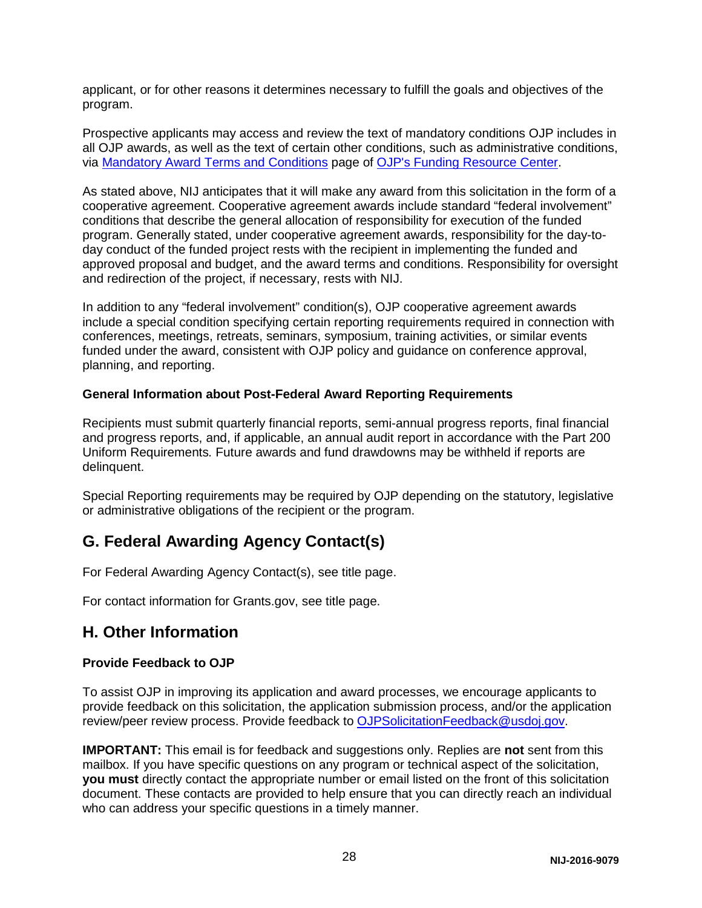applicant, or for other reasons it determines necessary to fulfill the goals and objectives of the program.

Prospective applicants may access and review the text of mandatory conditions OJP includes in all OJP awards, as well as the text of certain other conditions, such as administrative conditions, via Mandatory Award Terms and Conditions page of OJP's Funding Resource Center.

As stated above, NIJ anticipates that it will make any award from this solicitation in the form of a cooperative agreement. Cooperative agreement awards include standard "federal involvement" conditions that describe the general allocation of responsibility for execution of the funded program. Generally stated, under cooperative agreement awards, responsibility for the day-to-day conduct of the funded project rests with the recipient in implementing the funded and approved proposal and budget, and the award terms and conditions. Responsibility for oversight and redirection of the project, if necessary, rests with NIJ.

In addition to any "federal involvement" condition(s), OJP cooperative agreement awards include a special condition specifying certain reporting requirements required in connection with conferences, meetings, retreats, seminars, symposium, training activities, or similar events funded under the award, consistent with OJP policy and guidance on conference approval, planning, and reporting.

**General Information about Post-Federal Award Reporting Requirements**

Recipients must submit quarterly financial reports, semi-annual progress reports, final financial and progress reports, and, if applicable, an annual audit report in accordance with the Part 200 Uniform Requirements. Future awards and fund drawdowns may be withheld if reports are delinquent.

Special Reporting requirements may be required by OJP depending on the statutory, legislative or administrative obligations of the recipient or the program.

## G. Federal Awarding Agency Contact(s)

For Federal Awarding Agency Contact(s), see title page.

For contact information for Grants.gov, see title page.

## H. Other Information

**Provide Feedback to OJP**

To assist OJP in improving its application and award processes, we encourage applicants to provide feedback on this solicitation, the application submission process, and/or the application review/peer review process. Provide feedback to OJPSolicitationFeedback@usdoj.gov.

**IMPORTANT:** This email is for feedback and suggestions only. Replies are **not** sent from this mailbox. If you have specific questions on any program or technical aspect of the solicitation, **you must** directly contact the appropriate number or email listed on the front of this solicitation document. These contacts are provided to help ensure that you can directly reach an individual who can address your specific questions in a timely manner.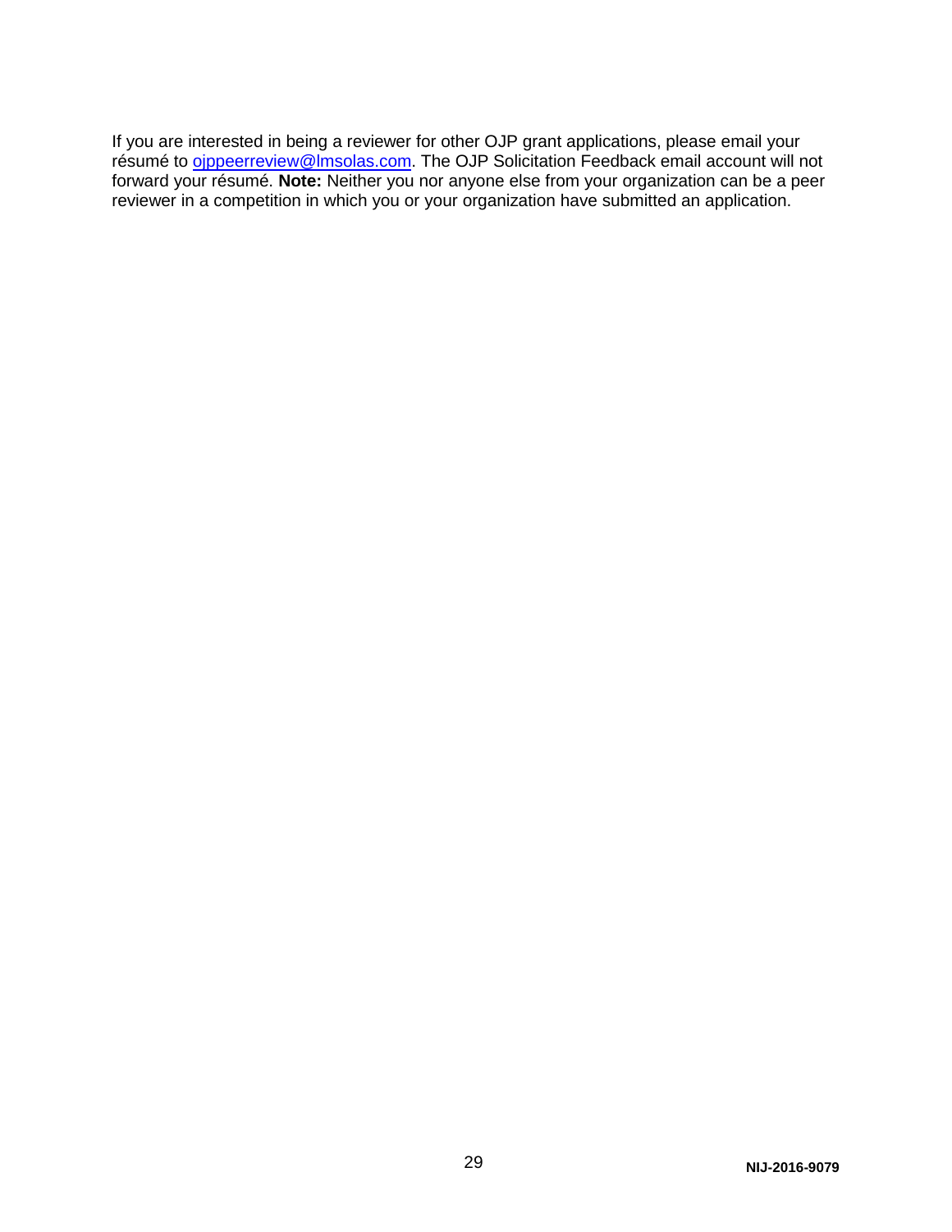If you are interested in being a reviewer for other OJP grant applications, please email your résumé to [ojppeerreview@lmsolas.com](mailto:ojppeerreview@lmsolas.com). The OJP Solicitation Feedback email account will not forward your résumé. **Note:** Neither you nor anyone else from your organization can be a peer reviewer in a competition in which you or your organization have submitted an application.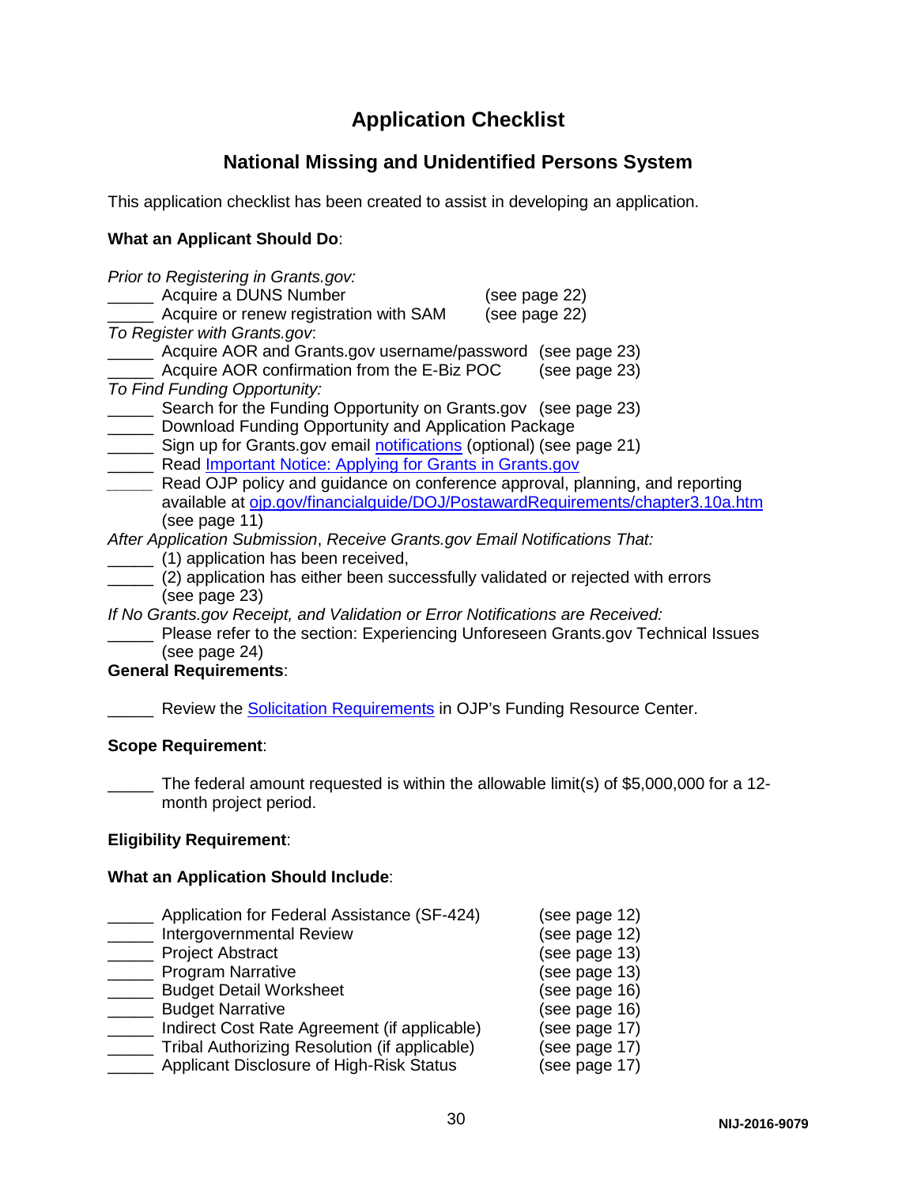# Application Checklist

## National Missing and Unidentified Persons System

This application checklist has been created to assist in developing an application.

**What an Applicant Should Do**:

*Prior to Registering in Grants.gov:*

_____ Acquire a DUNS Number (see page 22)
_____ Acquire or renew registration with SAM (see page 22)

*To Register with Grants.gov*:

_____ Acquire AOR and Grants.gov username/password (see page 23)
_____ Acquire AOR confirmation from the E-Biz POC (see page 23)

*To Find Funding Opportunity:*

_____ Search for the Funding Opportunity on Grants.gov (see page 23)
_____ Download Funding Opportunity and Application Package
_____ Sign up for Grants.gov email notifications (optional) (see page 21)
_____ Read Important Notice: Applying for Grants in Grants.gov
_____ Read OJP policy and guidance on conference approval, planning, and reporting available at ojp.gov/financialguide/DOJ/PostawardRequirements/chapter3.10a.htm (see page 11)

*After Application Submission*, *Receive Grants.gov Email Notifications That:*

_____ (1) application has been received,
_____ (2) application has either been successfully validated or rejected with errors (see page 23)

*If No Grants.gov Receipt, and Validation or Error Notifications are Received:*

_____ Please refer to the section: Experiencing Unforeseen Grants.gov Technical Issues (see page 24)

**General Requirements**:

_____ Review the Solicitation Requirements in OJP's Funding Resource Center.

**Scope Requirement**:

_____ The federal amount requested is within the allowable limit(s) of $5,000,000 for a 12-month project period.

**Eligibility Requirement**:

**What an Application Should Include**:

_____ Application for Federal Assistance (SF-424) (see page 12)
_____ Intergovernmental Review (see page 12)
_____ Project Abstract (see page 13)
_____ Program Narrative (see page 13)
_____ Budget Detail Worksheet (see page 16)
_____ Budget Narrative (see page 16)
_____ Indirect Cost Rate Agreement (if applicable) (see page 17)
_____ Tribal Authorizing Resolution (if applicable) (see page 17)
_____ Applicant Disclosure of High-Risk Status (see page 17)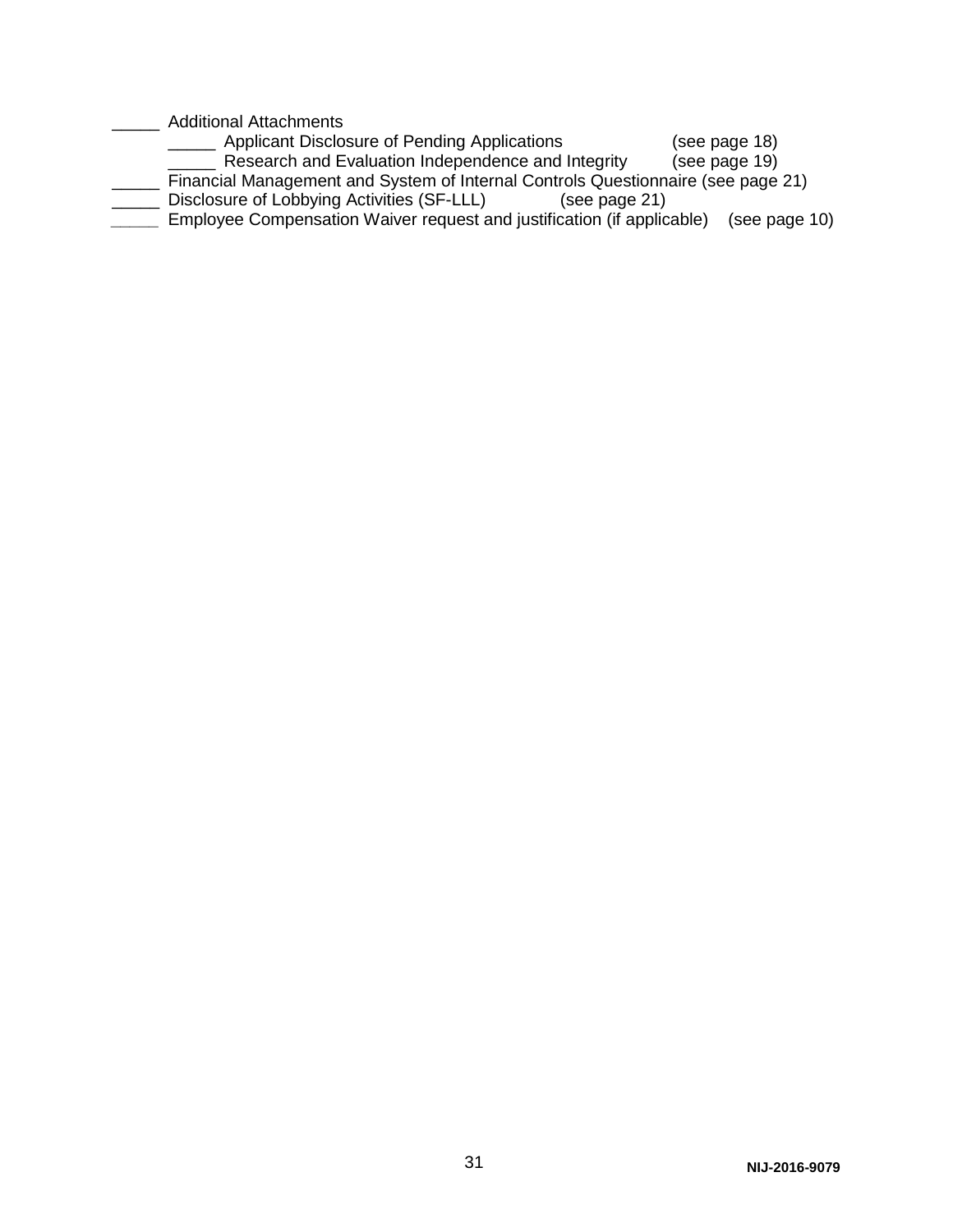_____ Additional Attachments

  _____ Applicant Disclosure of Pending Applications (see page 18)

  _____ Research and Evaluation Independence and Integrity (see page 19)

_____ Financial Management and System of Internal Controls Questionnaire (see page 21)

_____ Disclosure of Lobbying Activities (SF-LLL) (see page 21)

_____ Employee Compensation Waiver request and justification (if applicable) (see page 10)